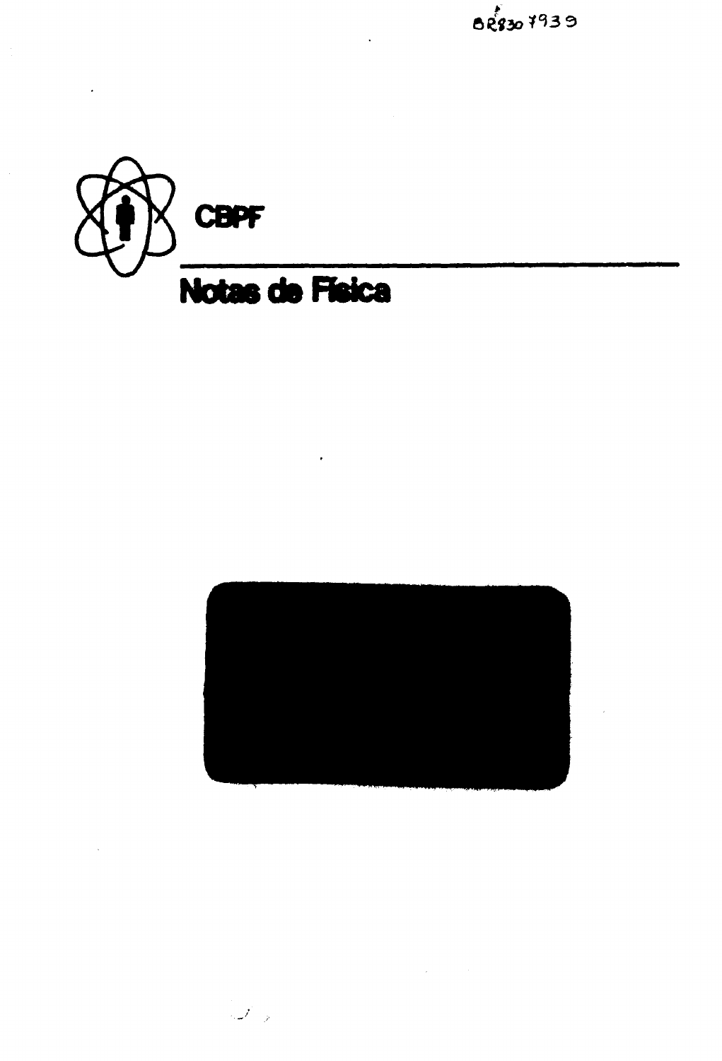BR8307939

CBPF

# Notas de Física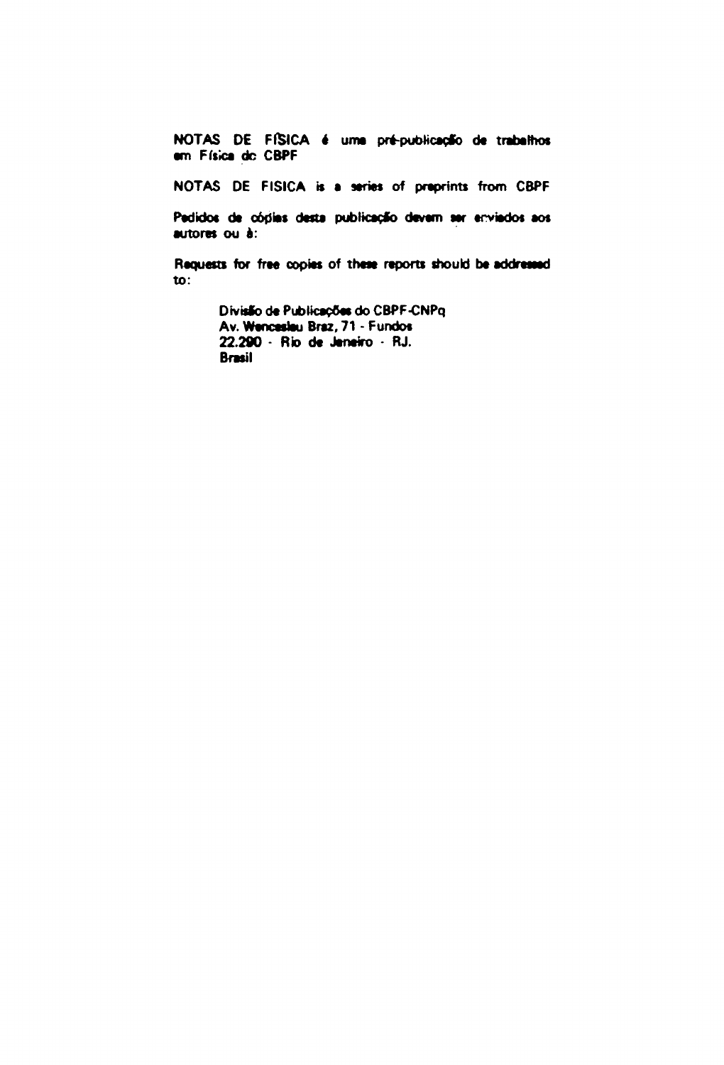NOTAS DE FÍSICA é uma pré-publicação de trabalhos em Física do CBPF

NOTAS DE FISICA is a series of preprints from CBPF

Pedidos de cópias desta publicação devem ser enviados aos autores ou à:

Requests for free copies of these reports should be addressed to:

Divisão de Publicações do CBPF-CNPq
Av. Wenceslau Braz, 71 - Fundos
22.290 - Rio de Janeiro - RJ.
Brasil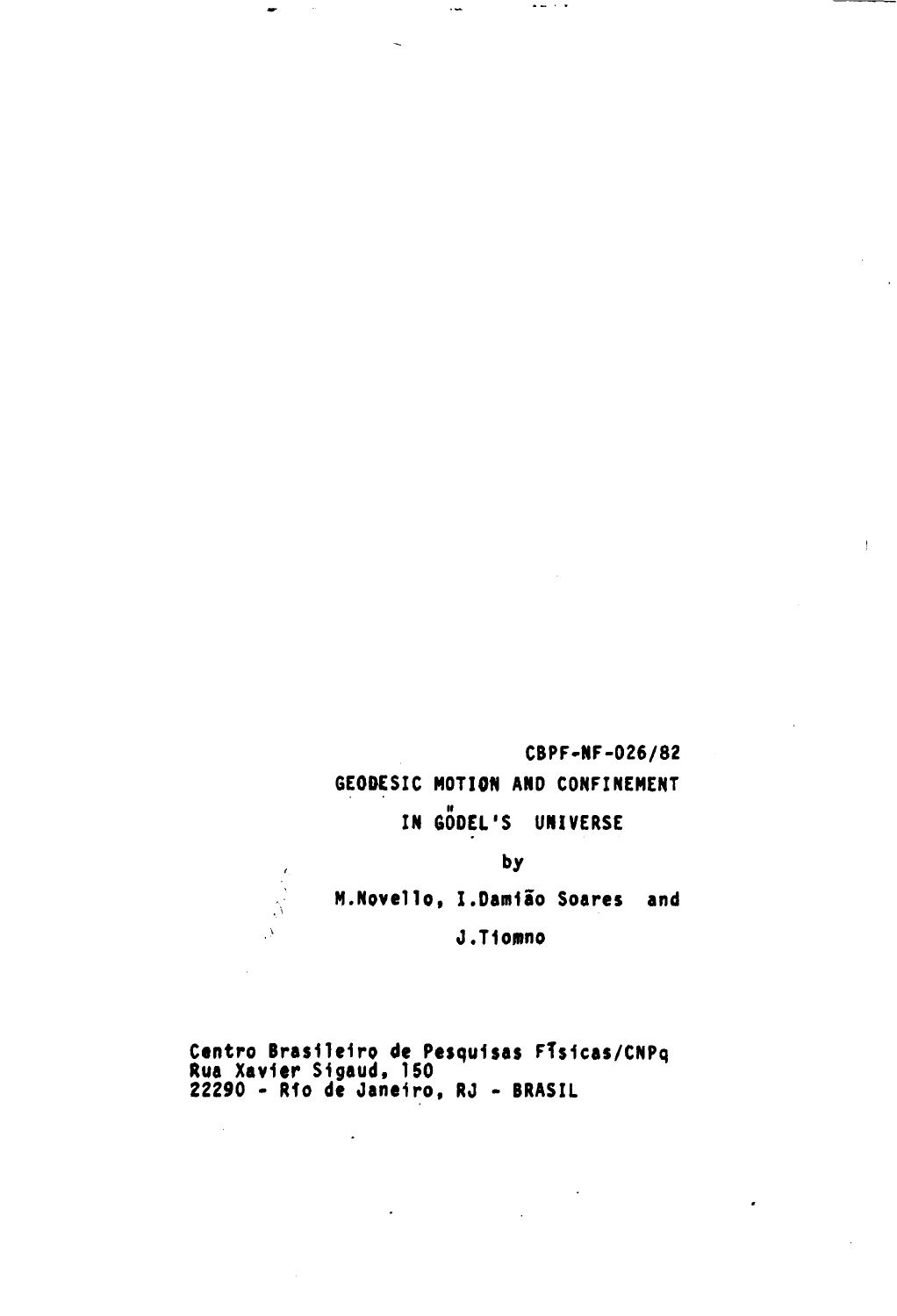CBPF-NF-026/82

# GEODESIC MOTION AND CONFINEMENT IN GÖDEL'S UNIVERSE

by

M.Novello, I.Damião Soares and J.Tiomno

Centro Brasileiro de Pesquisas Físicas/CNPq
Rua Xavier Sigaud, 150
22290 - Rio de Janeiro, RJ - BRASIL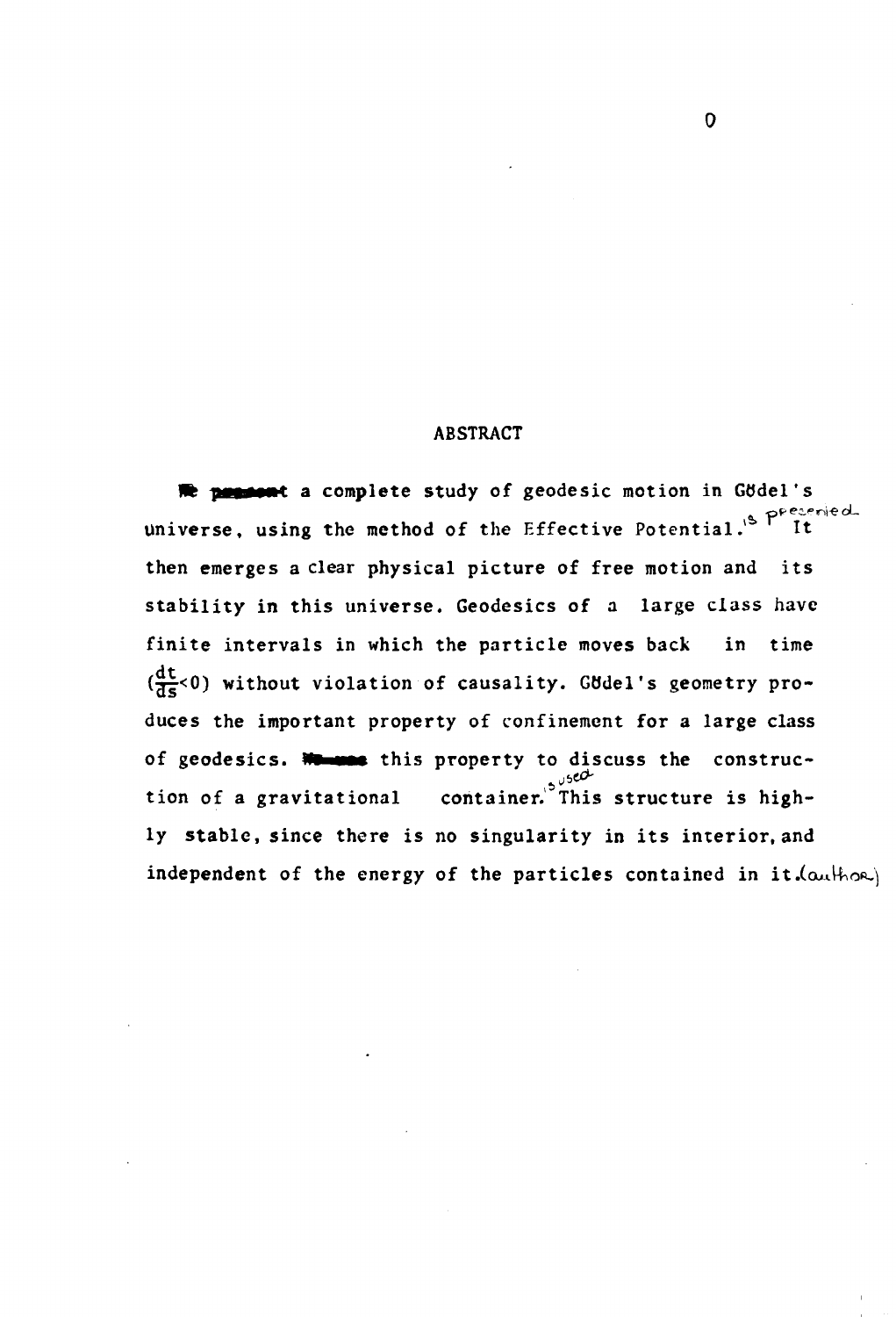## ABSTRACT

~~We present~~ a complete study of geodesic motion in Gödel's universe, using the method of the Effective Potential. is presented. It then emerges a clear physical picture of free motion and its stability in this universe. Geodesics of a large class have finite intervals in which the particle moves back in time ($\frac{dt}{ds}<0$) without violation of causality. Gödel's geometry produces the important property of confinement for a large class of geodesics. ~~We use~~ this property to discuss the construction of a gravitational container. is used. This structure is highly stable, since there is no singularity in its interior, and independent of the energy of the particles contained in it. (author)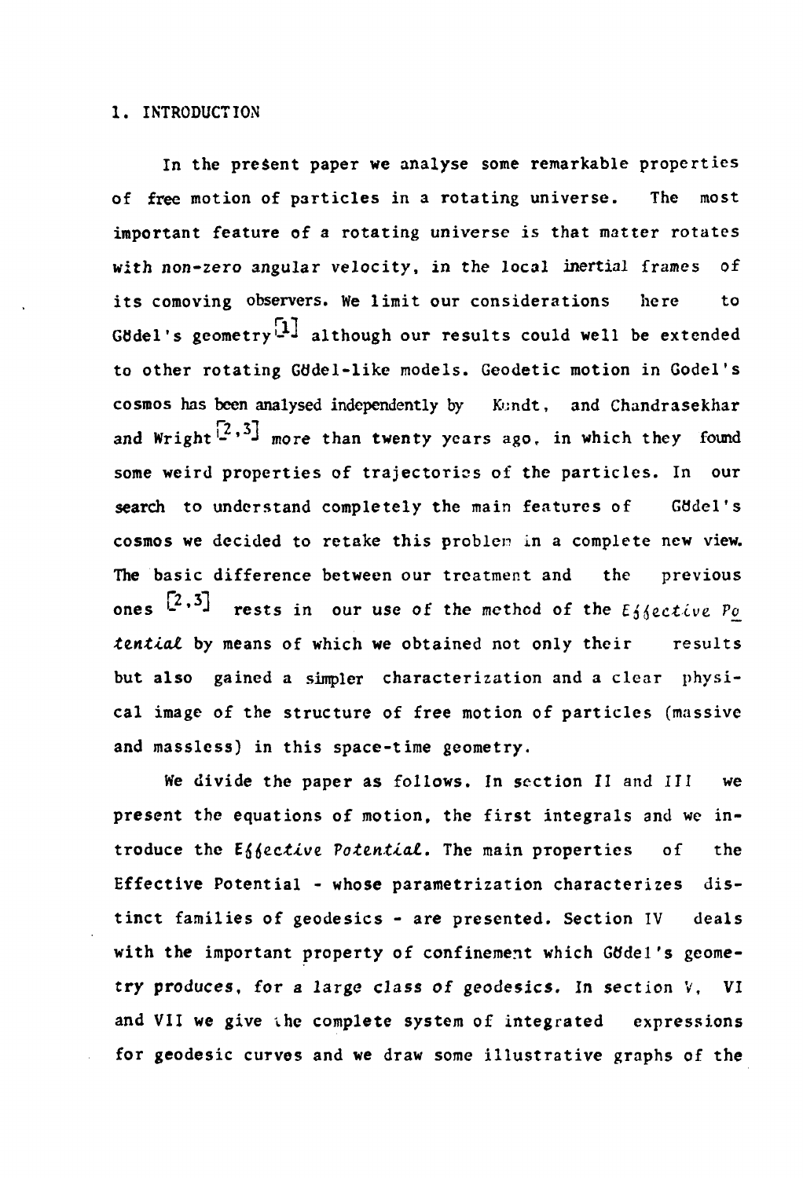## 1. INTRODUCTION

In the present paper we analyse some remarkable properties of free motion of particles in a rotating universe. The most important feature of a rotating universe is that matter rotates with non-zero angular velocity, in the local inertial frames of its comoving observers. We limit our considerations here to Gödel's geometry [1] although our results could well be extended to other rotating Gödel-like models. Geodetic motion in Godel's cosmos has been analysed independently by Kundt, and Chandrasekhar and Wright [2,3] more than twenty years ago, in which they found some weird properties of trajectories of the particles. In our search to understand completely the main features of Gödel's cosmos we decided to retake this problem in a complete new view. The basic difference between our treatment and the previous ones [2,3] rests in our use of the method of the *Effective Potential* by means of which we obtained not only their results but also gained a simpler characterization and a clear physical image of the structure of free motion of particles (massive and massless) in this space-time geometry.

We divide the paper as follows. In section II and III we present the equations of motion, the first integrals and we introduce the *Effective Potential*. The main properties of the Effective Potential - whose parametrization characterizes distinct families of geodesics - are presented. Section IV deals with the important property of confinement which Gödel's geometry produces, for a large class of geodesics. In section V, VI and VII we give the complete system of integrated expressions for geodesic curves and we draw some illustrative graphs of the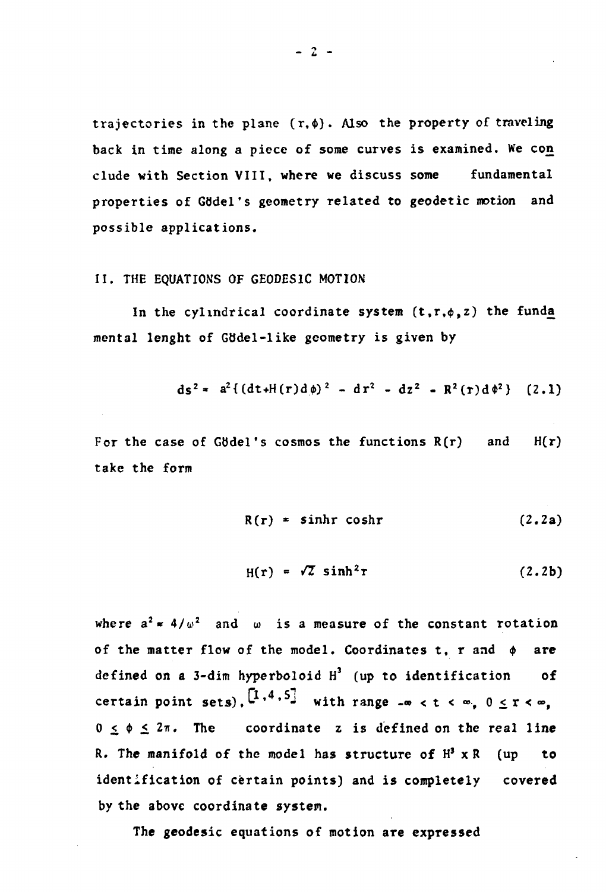trajectories in the plane $(r,\phi)$. Also the property of traveling back in time along a piece of some curves is examined. We conclude with Section VIII, where we discuss some fundamental properties of Gödel's geometry related to geodetic motion and possible applications.

## II. THE EQUATIONS OF GEODESIC MOTION

In the cylindrical coordinate system $(t,r,\phi,z)$ the fundamental lenght of Gödel-like geometry is given by

$$ds^2 = a^2\{(dt+H(r)d\phi)^2 - dr^2 - dz^2 - R^2(r)d\phi^2\} \quad (2.1)$$

For the case of Gödel's cosmos the functions $R(r)$ and $H(r)$ take the form

$$R(r) = \sinh r \cosh r \quad (2.2a)$$

$$H(r) = \sqrt{2}\,\sinh^2 r \quad (2.2b)$$

where $a^2 = 4/\omega^2$ and $\omega$ is a measure of the constant rotation of the matter flow of the model. Coordinates $t$, $r$ and $\phi$ are defined on a 3-dim hyperboloid $H^3$ (up to identification of certain point sets).[1,4,5] with range $-\infty < t < \infty$, $0 \leq r < \infty$, $0 \leq \phi \leq 2\pi$. The coordinate $z$ is defined on the real line $R$. The manifold of the model has structure of $H^3 \times R$ (up to identification of certain points) and is completely covered by the above coordinate system.

The geodesic equations of motion are expressed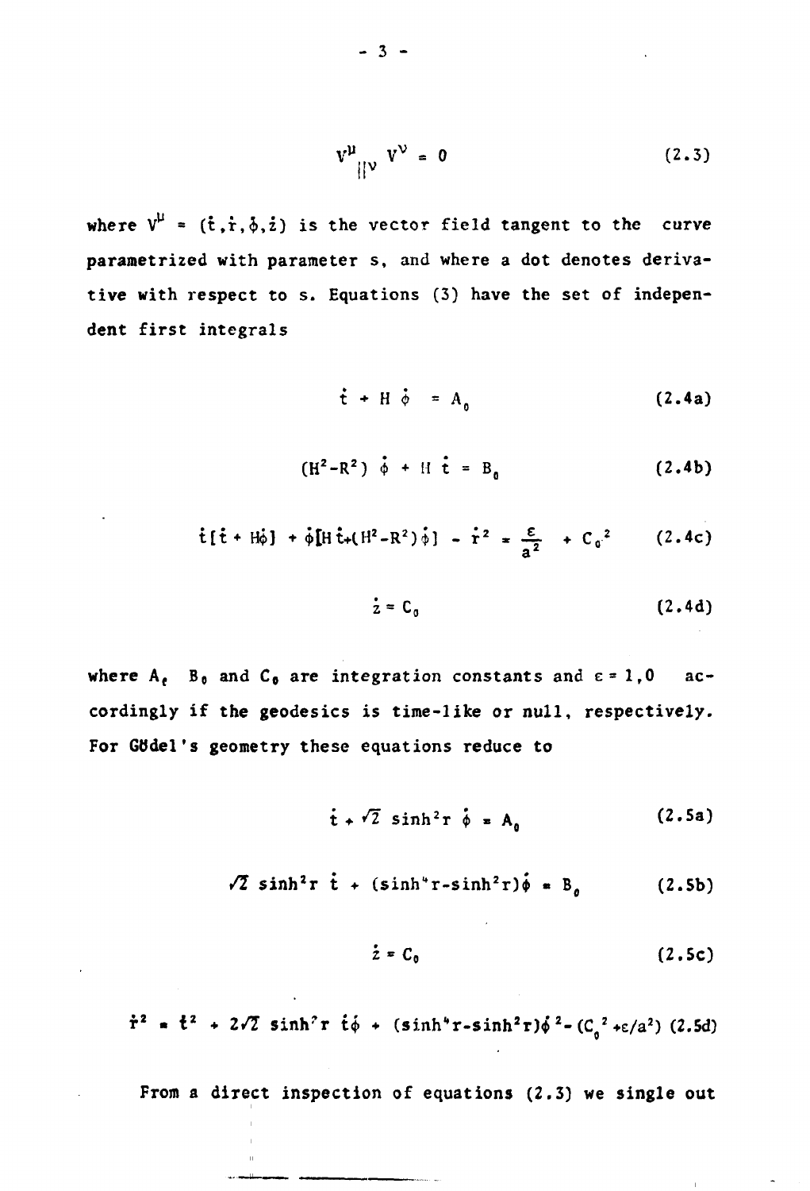$$V^{\mu}{}_{||\nu}\, V^{\nu} = 0 \tag{2.3}$$

where $V^{\mu} = (\dot{t}, \dot{r}, \dot{\phi}, \dot{z})$ is the vector field tangent to the curve parametrized with parameter s, and where a dot denotes derivative with respect to s. Equations (3) have the set of independent first integrals

$$\dot{t} + H\,\dot{\phi} = A_0 \tag{2.4a}$$

$$(H^2 - R^2)\,\dot{\phi} + H\,\dot{t} = B_0 \tag{2.4b}$$

$$\dot{t}[\dot{t} + H\dot{\phi}] + \dot{\phi}[H\,\dot{t} + (H^2 - R^2)\dot{\phi}] - \dot{r}^2 = \frac{\varepsilon}{a^2} + C_0{}^2 \tag{2.4c}$$

$$\dot{z} = C_0 \tag{2.4d}$$

where $A_0$, $B_0$ and $C_0$ are integration constants and $\varepsilon = 1, 0$ accordingly if the geodesics is time-like or null, respectively. For Gödel's geometry these equations reduce to

$$\dot{t} + \sqrt{2}\,\sinh^2 r\,\dot{\phi} = A_0 \tag{2.5a}$$

$$\sqrt{2}\,\sinh^2 r\,\dot{t} + (\sinh^4 r - \sinh^2 r)\dot{\phi} = B_0 \tag{2.5b}$$

$$\dot{z} = C_0 \tag{2.5c}$$

$$\dot{r}^2 = \dot{t}^2 + 2\sqrt{2}\,\sinh^2 r\,\dot{t}\dot{\phi} + (\sinh^4 r - \sinh^2 r)\dot{\phi}^2 - (C_0{}^2 + \varepsilon/a^2) \tag{2.5d}$$

From a direct inspection of equations (2.3) we single out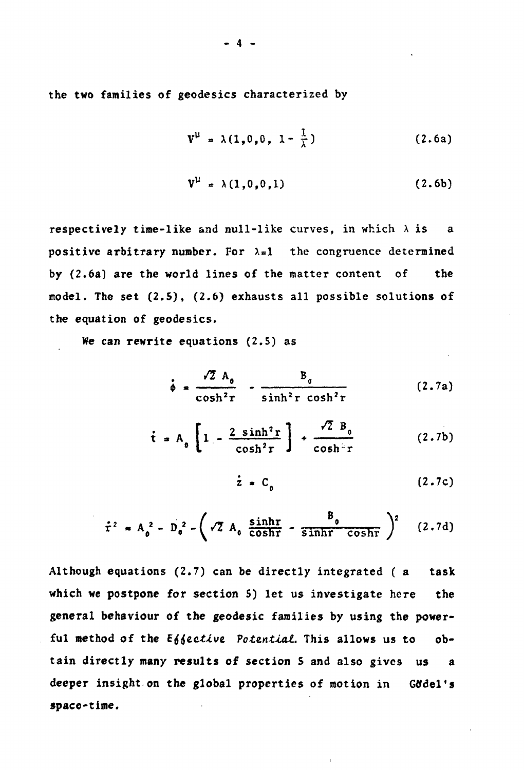the two families of geodesics characterized by

$$V^{\mu} = \lambda(1,0,0,\ 1-\frac{1}{\lambda}) \qquad (2.6a)$$

$$V^{\mu} = \lambda(1,0,0,1) \qquad (2.6b)$$

respectively time-like and null-like curves, in which $\lambda$ is a positive arbitrary number. For $\lambda=1$ the congruence determined by (2.6a) are the world lines of the matter content of the model. The set (2.5), (2.6) exhausts all possible solutions of the equation of geodesics.

We can rewrite equations (2.5) as

$$\dot{\phi} = \frac{\sqrt{2}\,A_0}{\cosh^2 r} - \frac{B_0}{\sinh^2 r\,\cosh^2 r} \qquad (2.7a)$$

$$\dot{t} = A_0\left[1 - \frac{2\sinh^2 r}{\cosh^2 r}\right] + \frac{\sqrt{2}\,B_0}{\cosh^2 r} \qquad (2.7b)$$

$$\dot{z} = C_0 \qquad (2.7c)$$

$$\dot{r}^2 = A_0^2 - D_0^2 - \left(\sqrt{2}\,A_0\,\frac{\sinh r}{\cosh r} - \frac{B_0}{\sinh r\,\cosh r}\right)^2 \qquad (2.7d)$$

Although equations (2.7) can be directly integrated ( a task which we postpone for section 5) let us investigate here the general behaviour of the geodesic families by using the powerful method of the *Effective Potential*. This allows us to obtain directly many results of section 5 and also gives us a deeper insight on the global properties of motion in Gödel's space-time.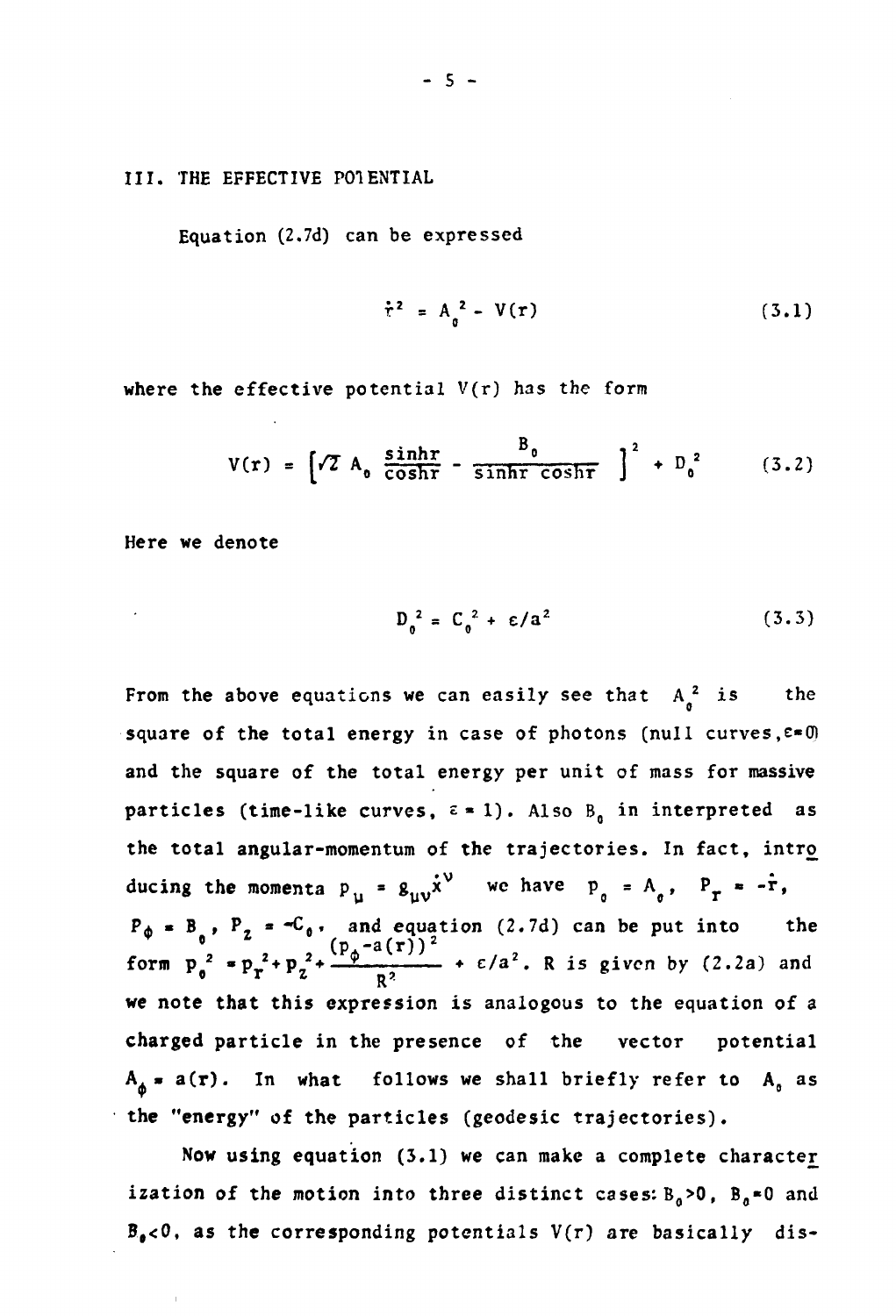## III. THE EFFECTIVE POTENTIAL

Equation (2.7d) can be expressed

$$\dot{r}^2 = A_0^2 - V(r) \tag{3.1}$$

where the effective potential $V(r)$ has the form

$$V(r) = \left[\sqrt{2}\, A_0 \frac{\sinh r}{\cosh r} - \frac{B_0}{\sinh r \cosh r}\right]^2 + D_0^2 \tag{3.2}$$

Here we denote

$$D_0^2 = C_0^2 + \varepsilon/a^2 \tag{3.3}$$

From the above equations we can easily see that $A_0^2$ is the square of the total energy in case of photons (null curves, $\varepsilon = 0$) and the square of the total energy per unit of mass for massive particles (time-like curves, $\varepsilon = 1$). Also $B_0$ in interpreted as the total angular-momentum of the trajectories. In fact, introducing the momenta $p_\mu = g_{\mu\nu}\dot{x}^\nu$ we have $p_0 = A_0$, $P_r = -\dot{r}$, $P_\phi = B_0$, $P_z = -C_0$, and equation (2.7d) can be put into the form $p_0^2 = p_r^2 + p_z^2 + \frac{(p_\phi - a(r))^2}{R^2} + \varepsilon/a^2$. R is given by (2.2a) and we note that this expression is analogous to the equation of a charged particle in the presence of the vector potential $A_\phi = a(r)$. In what follows we shall briefly refer to $A_0$ as the "energy" of the particles (geodesic trajectories).

Now using equation (3.1) we can make a complete characterization of the motion into three distinct cases: $B_0 > 0$, $B_0 = 0$ and $B_0 < 0$, as the corresponding potentials $V(r)$ are basically dis-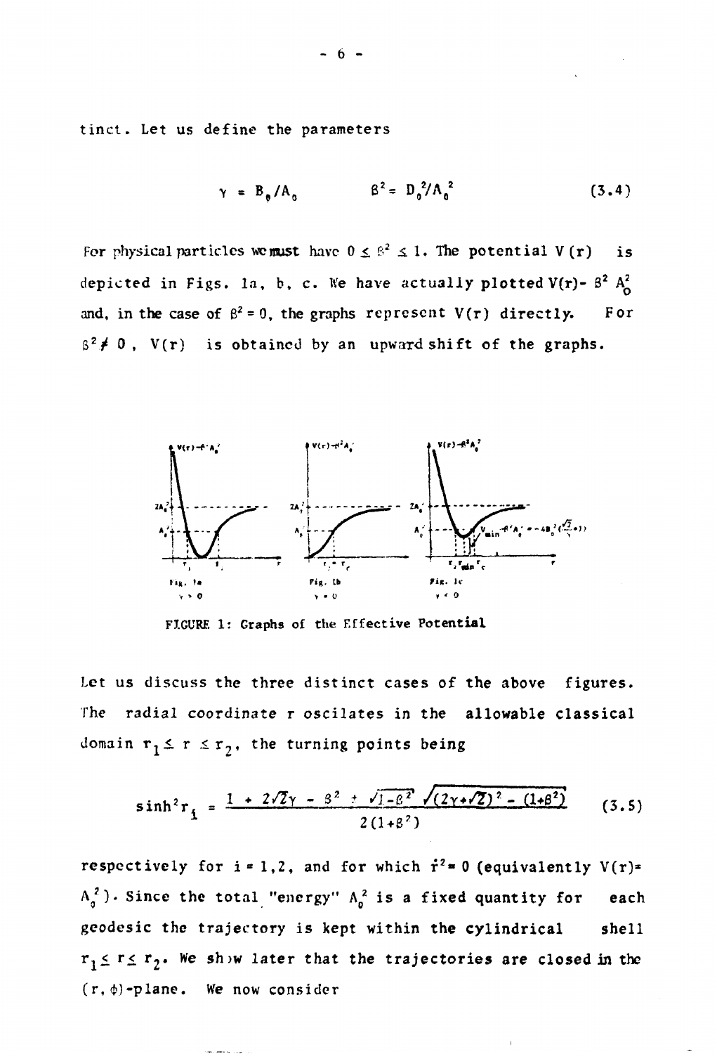tinct. Let us define the parameters

$$\gamma = B_0/A_0 \qquad \beta^2 = D_0^2/A_0^2 \tag{3.4}$$

For physical particles we must have $0 \leq \beta^2 \leq 1$. The potential $V(r)$ is depicted in Figs. 1a, b, c. We have actually plotted $V(r) - \beta^2 A_0^2$ and, in the case of $\beta^2 = 0$, the graphs represent $V(r)$ directly. For $\beta^2 \neq 0$, $V(r)$ is obtained by an upward shift of the graphs.

Fig. 1a $\gamma > 0$ — Fig. 1b $\gamma = 0$ — Fig. 1c $\gamma < 0$

FIGURE 1: Graphs of the Effective Potential

Let us discuss the three distinct cases of the above figures. The radial coordinate r oscilates in the allowable classical domain $r_1 \leq r \leq r_2$, the turning points being

$$\sinh^2 r_i = \frac{1 + 2\sqrt{2}\gamma - \beta^2 \pm \sqrt{1-\beta^2}\,\sqrt{(2\gamma+\sqrt{2})^2 - (1+\beta^2)}}{2(1+\beta^2)} \tag{3.5}$$

respectively for $i = 1,2$, and for which $\dot{r}^2 = 0$ (equivalently $V(r) = A_0^2$). Since the total "energy" $A_0^2$ is a fixed quantity for each geodesic the trajectory is kept within the cylindrical shell $r_1 \leq r \leq r_2$. We show later that the trajectories are closed in the $(r, \phi)$-plane. We now consider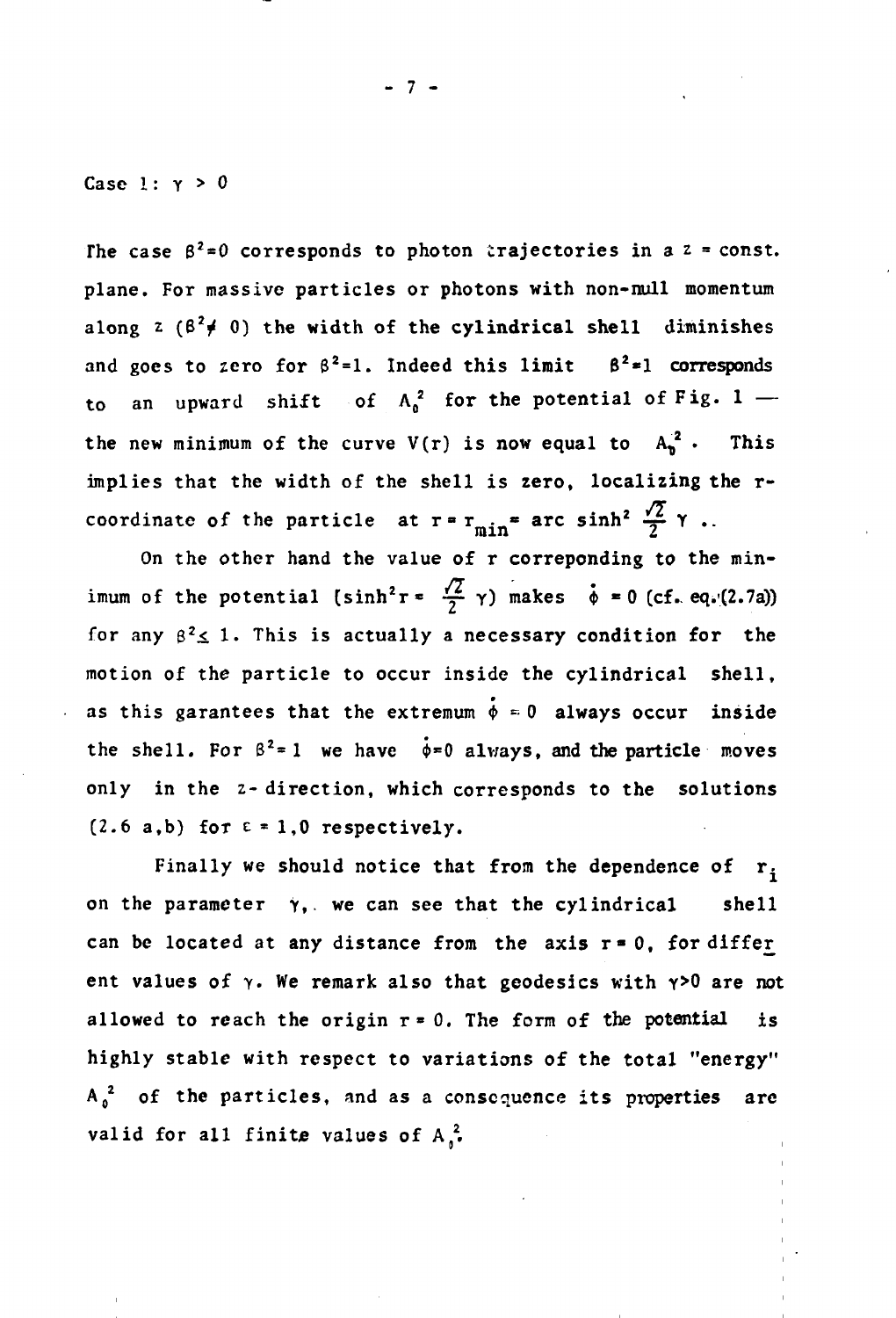Case 1: $\gamma > 0$

The case $\beta^2=0$ corresponds to photon trajectories in a $z$ = const. plane. For massive particles or photons with non-null momentum along $z$ ($\beta^2 \neq 0$) the width of the cylindrical shell diminishes and goes to zero for $\beta^2=1$. Indeed this limit $\beta^2=1$ corresponds to an upward shift of $A_0^2$ for the potential of Fig. 1 — the new minimum of the curve $V(r)$ is now equal to $A_0^2$. This implies that the width of the shell is zero, localizing the $r$-coordinate of the particle at $r = r_{min} = \text{arc}\sinh^2 \frac{\sqrt{2}}{2}\gamma$ ..

On the other hand the value of $r$ correponding to the minimum of the potential ($\sinh^2 r = \frac{\sqrt{2}}{2}\gamma$) makes $\dot{\phi} = 0$ (cf. eq.(2.7a)) for any $\beta^2 \leq 1$. This is actually a necessary condition for the motion of the particle to occur inside the cylindrical shell, as this garantees that the extremum $\dot{\phi} = 0$ always occur inside the shell. For $\beta^2 = 1$ we have $\dot{\phi}=0$ always, and the particle moves only in the $z$-direction, which corresponds to the solutions (2.6 a,b) for $\varepsilon = 1,0$ respectively.

Finally we should notice that from the dependence of $r_i$ on the parameter $\gamma$, we can see that the cylindrical shell can be located at any distance from the axis $r = 0$, for different values of $\gamma$. We remark also that geodesics with $\gamma>0$ are not allowed to reach the origin $r = 0$. The form of the potential is highly stable with respect to variations of the total "energy" $A_0^2$ of the particles, and as a consequence its properties are valid for all finite values of $A_0^2$.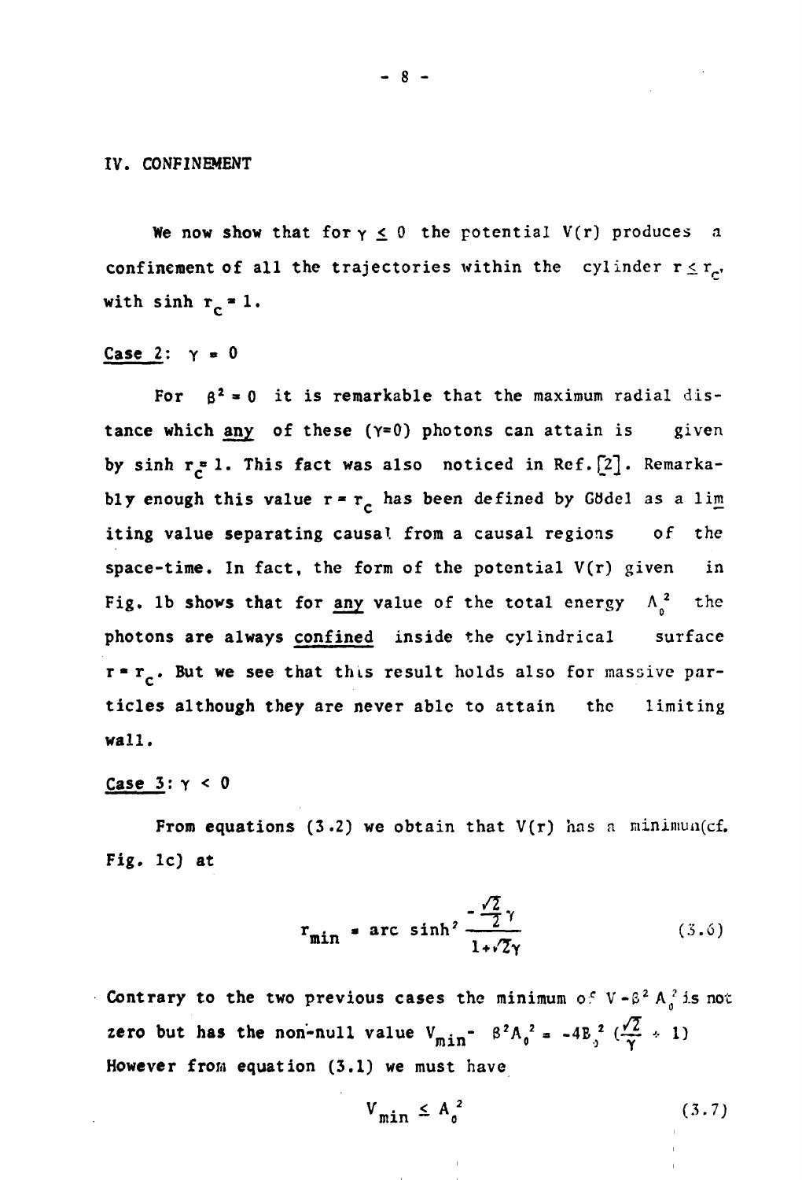## IV. CONFINEMENT

We now show that for $\gamma \leq 0$ the potential $V(r)$ produces a confinement of all the trajectories within the cylinder $r \leq r_c$, with $\sinh r_c = 1$.

**Case 2**: $\gamma = 0$

For $\beta^2 = 0$ it is remarkable that the maximum radial distance which <u>any</u> of these ($\gamma=0$) photons can attain is given by $\sinh r_c = 1$. This fact was also noticed in Ref. [2]. Remarkably enough this value $r = r_c$ has been defined by Gödel as a limiting value separating causal from a causal regions of the space-time. In fact, the form of the potential $V(r)$ given in Fig. 1b shows that for <u>any</u> value of the total energy $\Lambda_0^2$ the photons are always <u>confined</u> inside the cylindrical surface $r = r_c$. But we see that this result holds also for massive particles although they are never able to attain the limiting wall.

**Case 3**: $\gamma < 0$

From equations (3.2) we obtain that $V(r)$ has a minimum (cf. Fig. 1c) at

$$r_{min} = \text{arc}\,\sinh^2 \frac{-\frac{\sqrt{2}}{2}\gamma}{1+\sqrt{2}\gamma} \qquad (3.6)$$

Contrary to the two previous cases the minimum of $V - \beta^2 A_0^2$ is not zero but has the non-null value $V_{min} - \beta^2 A_0^2 = -4B_0^2 \left(\frac{\sqrt{2}}{\gamma} + 1\right)$

However from equation (3.1) we must have

$$V_{min} \leq A_0^2 \qquad (3.7)$$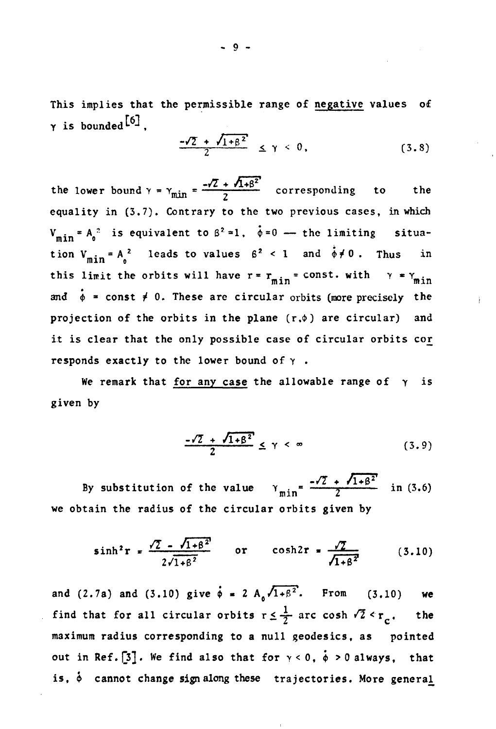This implies that the permissible range of <u>negative</u> values of $\gamma$ is bounded[6],

$$\frac{-\sqrt{2} + \sqrt{1+\beta^2}}{2} \leq \gamma < 0, \tag{3.8}$$

the lower bound $\gamma = \gamma_{min} = \frac{-\sqrt{2} + \sqrt{1+\beta^2}}{2}$ corresponding to the equality in (3.7). Contrary to the two previous cases, in which $V_{min} = A_0^2$ is equivalent to $\beta^2 = 1$, $\dot{\phi} = 0$ — the limiting situation $V_{min} = A_0^2$ leads to values $\beta^2 < 1$ and $\dot{\phi} \neq 0$. Thus in this limit the orbits will have $r = r_{min} = \text{const.}$ with $\gamma = \gamma_{min}$ and $\dot{\phi} = \text{const} \neq 0$. These are circular orbits (more precisely the projection of the orbits in the plane $(r,\phi)$ are circular) and it is clear that the only possible case of circular orbits corresponds exactly to the lower bound of $\gamma$.

We remark that <u>for any case</u> the allowable range of $\gamma$ is given by

$$\frac{-\sqrt{2} + \sqrt{1+\beta^2}}{2} \leq \gamma < \infty \tag{3.9}$$

By substitution of the value $\gamma_{min} = \frac{-\sqrt{2} + \sqrt{1+\beta^2}}{2}$ in (3.6) we obtain the radius of the circular orbits given by

$$\sinh^2 r = \frac{\sqrt{2} - \sqrt{1+\beta^2}}{2\sqrt{1+\beta^2}} \qquad \text{or} \qquad \cosh 2r = \frac{\sqrt{2}}{\sqrt{1+\beta^2}} \tag{3.10}$$

and (2.7a) and (3.10) give $\dot{\phi} = 2 A_0 \sqrt{1+\beta^2}$. From (3.10) we find that for all circular orbits $r \leq \frac{1}{2} \text{arc} \cosh \sqrt{2} < r_c$, the maximum radius corresponding to a null geodesics, as pointed out in Ref.[3]. We find also that for $\gamma < 0$, $\dot{\phi} > 0$ always, that is, $\dot{\phi}$ cannot change sign along these trajectories. More general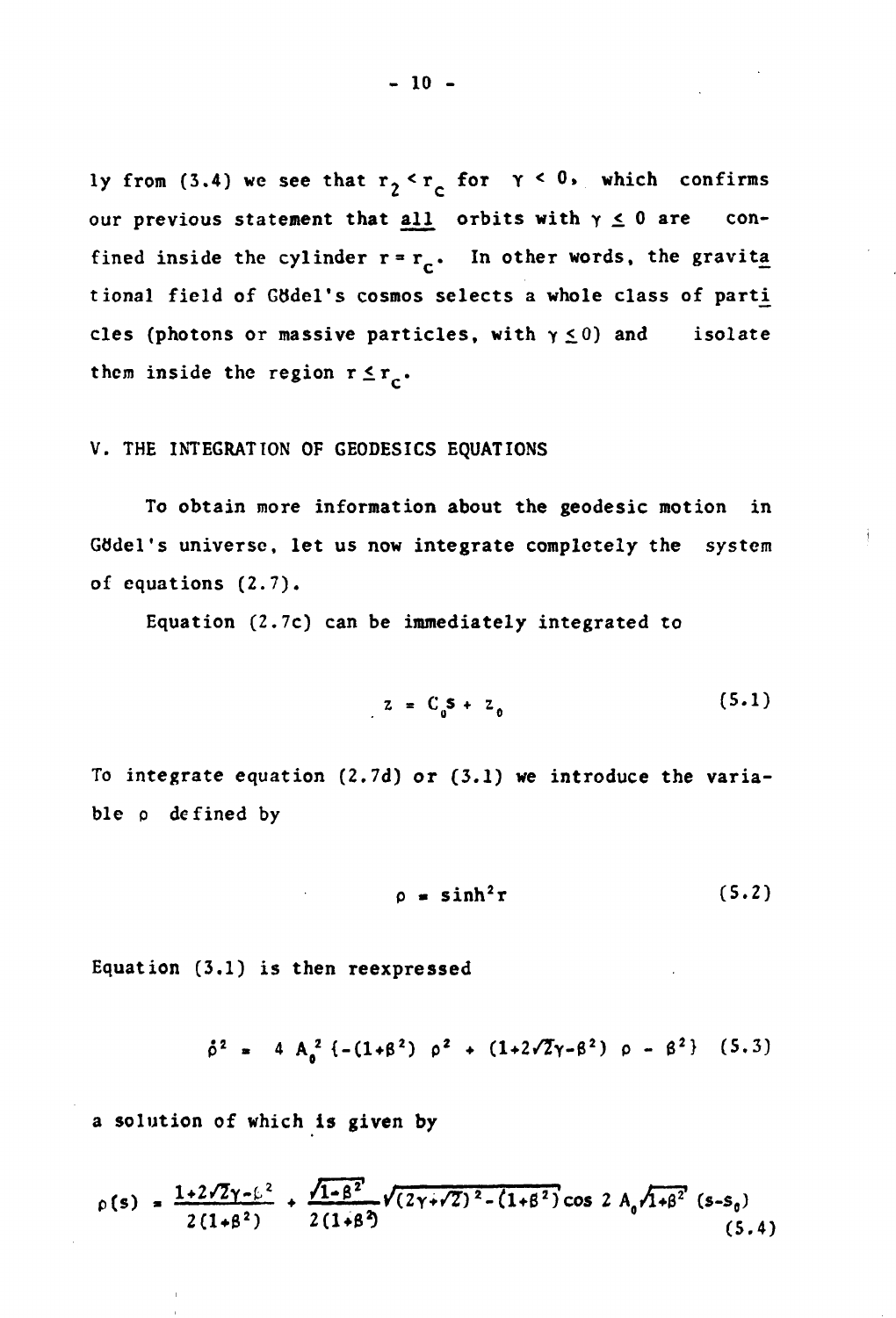ly from (3.4) we see that $r_2 < r_c$ for $\gamma < 0$, which confirms our previous statement that <u>all</u> orbits with $\gamma \leq 0$ are confined inside the cylinder $r = r_c$. In other words, the gravitational field of Gödel's cosmos selects a whole class of particles (photons or massive particles, with $\gamma \leq 0$) and isolate them inside the region $r \leq r_c$.

## V. THE INTEGRATION OF GEODESICS EQUATIONS

To obtain more information about the geodesic motion in Gödel's universe, let us now integrate completely the system of equations (2.7).

Equation (2.7c) can be immediately integrated to

$$z = C_0 s + z_0 \tag{5.1}$$

To integrate equation (2.7d) or (3.1) we introduce the variable $\rho$ defined by

$$\rho = \sinh^2 r \tag{5.2}$$

Equation (3.1) is then reexpressed

$$\dot{\rho}^2 = 4\, A_0^2 \{-(1+\beta^2)\, \rho^2 + (1+2\sqrt{2}\gamma-\beta^2)\, \rho - \beta^2\} \tag{5.3}$$

a solution of which is given by

$$\rho(s) = \frac{1+2\sqrt{2}\gamma-\beta^2}{2(1+\beta^2)} + \frac{\sqrt{1-\beta^2}}{2(1+\beta^2)}\sqrt{(2\gamma+\sqrt{2})^2-(1+\beta^2)}\cos 2\, A_0\sqrt{1+\beta^2}\, (s-s_0) \tag{5.4}$$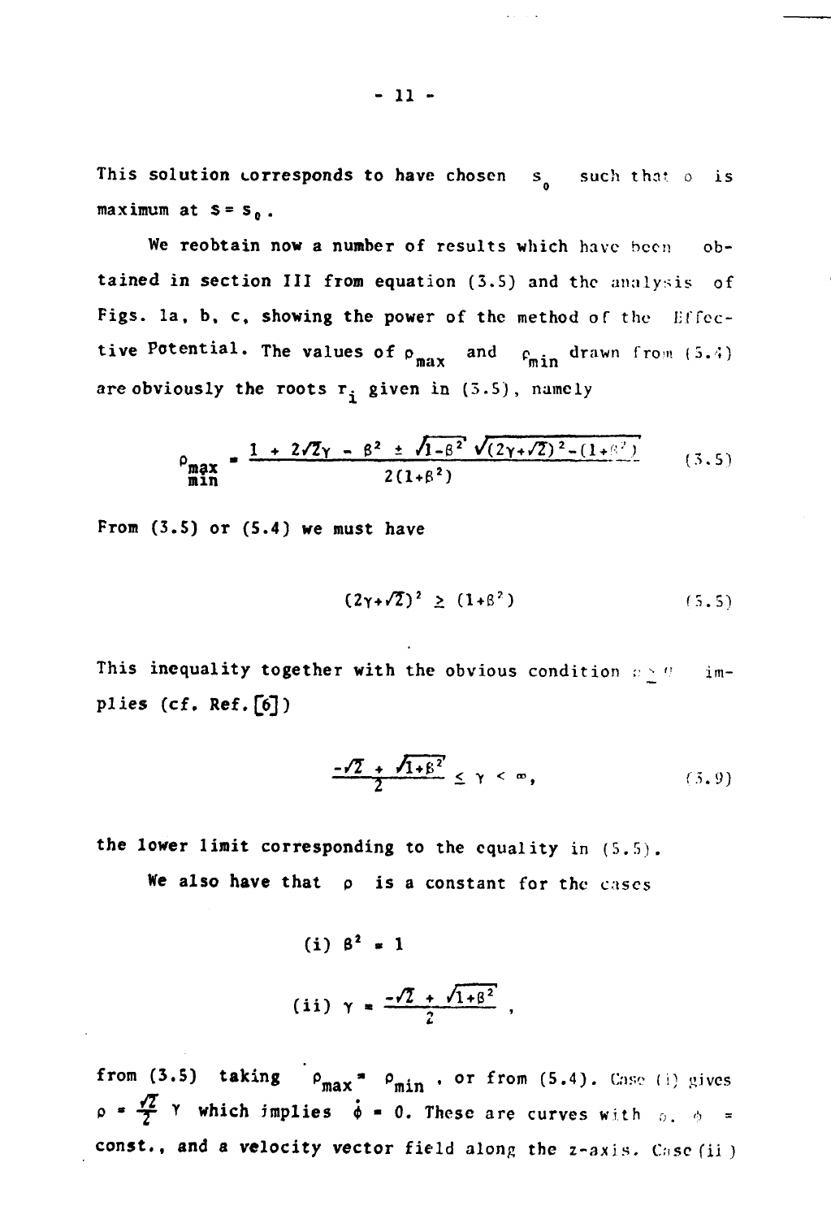This solution corresponds to have chosen $s_0$ such that $\rho$ is maximum at $s = s_0$.

We reobtain now a number of results which have been obtained in section III from equation (3.5) and the analysis of Figs. 1a, b, c, showing the power of the method of the Effective Potential. The values of $\rho_{max}$ and $\rho_{min}$ drawn from (5.4) are obviously the roots $r_i$ given in (3.5), namely

$$\rho_{\substack{max\\min}} = \frac{1 + 2\sqrt{2}\gamma - \beta^2 \pm \sqrt{1-\beta^2}\,\sqrt{(2\gamma+\sqrt{2})^2-(1+\beta^2)}}{2(1+\beta^2)} \qquad (3.5)$$

From (3.5) or (5.4) we must have

$$(2\gamma+\sqrt{2})^2 \geq (1+\beta^2) \qquad (5.5)$$

This inequality together with the obvious condition $\rho \geq 0$ implies (cf. Ref. [6])

$$\frac{-\sqrt{2} + \sqrt{1+\beta^2}}{2} \leq \gamma < \infty, \qquad (5.9)$$

the lower limit corresponding to the equality in (5.5).

We also have that $\rho$ is a constant for the cases

$$\text{(i)}\ \beta^2 = 1$$

$$\text{(ii)}\ \gamma = \frac{-\sqrt{2} + \sqrt{1+\beta^2}}{2},$$

from (3.5) taking $\rho_{max} = \rho_{min}$, or from (5.4). Case (i) gives $\rho = \frac{\sqrt{2}}{2}\gamma$ which implies $\dot{\phi} = 0$. These are curves with $\rho,\ \phi$ = const., and a velocity vector field along the z-axis. Case (ii)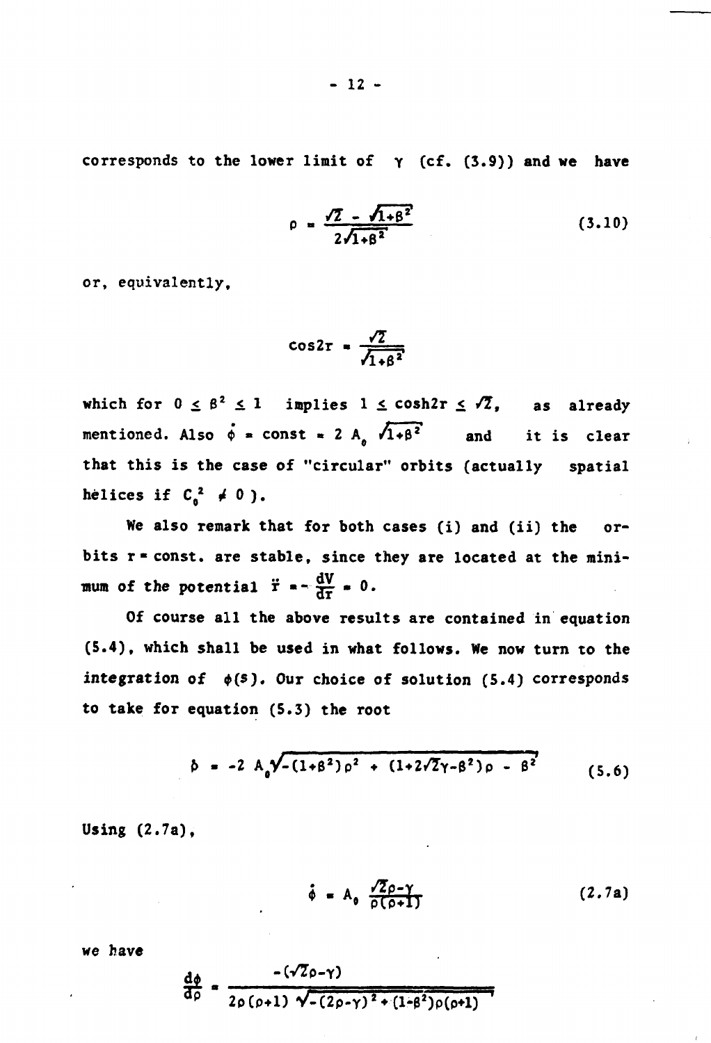corresponds to the lower limit of $\gamma$ (cf. (3.9)) and we have

$$\rho = \frac{\sqrt{2} - \sqrt{1+\beta^2}}{2\sqrt{1+\beta^2}} \tag{3.10}$$

or, equivalently,

$$\cos 2r = \frac{\sqrt{2}}{\sqrt{1+\beta^2}}$$

which for $0 \leq \beta^2 \leq 1$ implies $1 \leq \cosh 2r \leq \sqrt{2}$, as already mentioned. Also $\dot{\phi} = \text{const} = 2\, A_0\, \sqrt{1+\beta^2}$ and it is clear that this is the case of "circular" orbits (actually spatial helices if $C_0^2 \neq 0$ ).

We also remark that for both cases (i) and (ii) the orbits $r = \text{const.}$ are stable, since they are located at the minimum of the potential $\ddot{r} = -\frac{dV}{dr} = 0$.

Of course all the above results are contained in equation (5.4), which shall be used in what follows. We now turn to the integration of $\phi(s)$. Our choice of solution (5.4) corresponds to take for equation (5.3) the root

$$\dot{\rho} = -2\, A_0 \sqrt{-(1+\beta^2)\rho^2 + (1+2\sqrt{2}\gamma-\beta^2)\rho - \beta^2} \tag{5.6}$$

Using (2.7a),

$$\dot{\phi} = A_0\, \frac{\sqrt{2}\rho-\gamma}{\rho(\rho+1)} \tag{2.7a}$$

we have

$$\frac{d\phi}{d\rho} = \frac{-(\sqrt{2}\rho-\gamma)}{2\rho(\rho+1)\sqrt{-(2\rho-\gamma)^2+(1-\beta^2)\rho(\rho+1)}}$$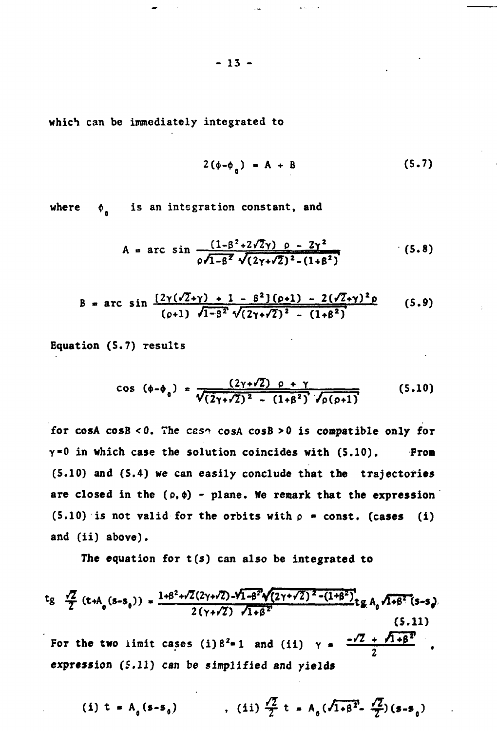which can be immediately integrated to

$$2(\phi-\phi_0) = A + B \tag{5.7}$$

where $\phi_0$ is an integration constant, and

$$A = \arc\sin \frac{(1-\beta^2+2\sqrt{2}\gamma)\ \rho - 2\gamma^2}{\rho\sqrt{1-\beta^2}\ \sqrt{(2\gamma+\sqrt{2})^2-(1+\beta^2)}} \tag{5.8}$$

$$B = \arc\sin \frac{[2\gamma(\sqrt{2}+\gamma) + 1 - \beta^2](\rho+1) - 2(\sqrt{2}+\gamma)^2\rho}{(\rho+1)\ \sqrt{1-\beta^2}\ \sqrt{(2\gamma+\sqrt{2})^2 - (1+\beta^2)}} \tag{5.9}$$

Equation (5.7) results

$$\cos(\phi-\phi_0) = \frac{(2\gamma+\sqrt{2})\ \rho + \gamma}{\sqrt{(2\gamma+\sqrt{2})^2 - (1+\beta^2)}\ \sqrt{\rho(\rho+1)}} \tag{5.10}$$

for $\cos A \cos B < 0$. The case $\cos A \cos B > 0$ is compatible only for $\gamma = 0$ in which case the solution coincides with (5.10). From (5.10) and (5.4) we can easily conclude that the trajectories are closed in the $(\rho, \phi)$ - plane. We remark that the expression (5.10) is not valid for the orbits with $\rho$ = const. (cases (i) and (ii) above).

The equation for $t(s)$ can also be integrated to

$$\mathrm{tg}\ \frac{\sqrt{2}}{2}(t+A_0(s-s_0)) = \frac{1+\beta^2+\sqrt{2}(2\gamma+\sqrt{2})-\sqrt{1-\beta^2}\sqrt{(2\gamma+\sqrt{2})^2-(1+\beta^2)}}{2(\gamma+\sqrt{2})\ \sqrt{1+\beta^2}}\mathrm{tg}\,A_0\sqrt{1+\beta^2}(s-s_0) \tag{5.11}$$

For the two limit cases (i) $\beta^2 = 1$ and (ii) $\gamma = \dfrac{-\sqrt{2}+\sqrt{1+\beta^2}}{2}$, expression (5.11) can be simplified and yields

$$\text{(i) } t = A_0(s-s_0) \qquad , \text{ (ii) } \frac{\sqrt{2}}{2}\, t = A_0\left(\sqrt{1+\beta^2} - \frac{\sqrt{2}}{2}\right)(s-s_0)$$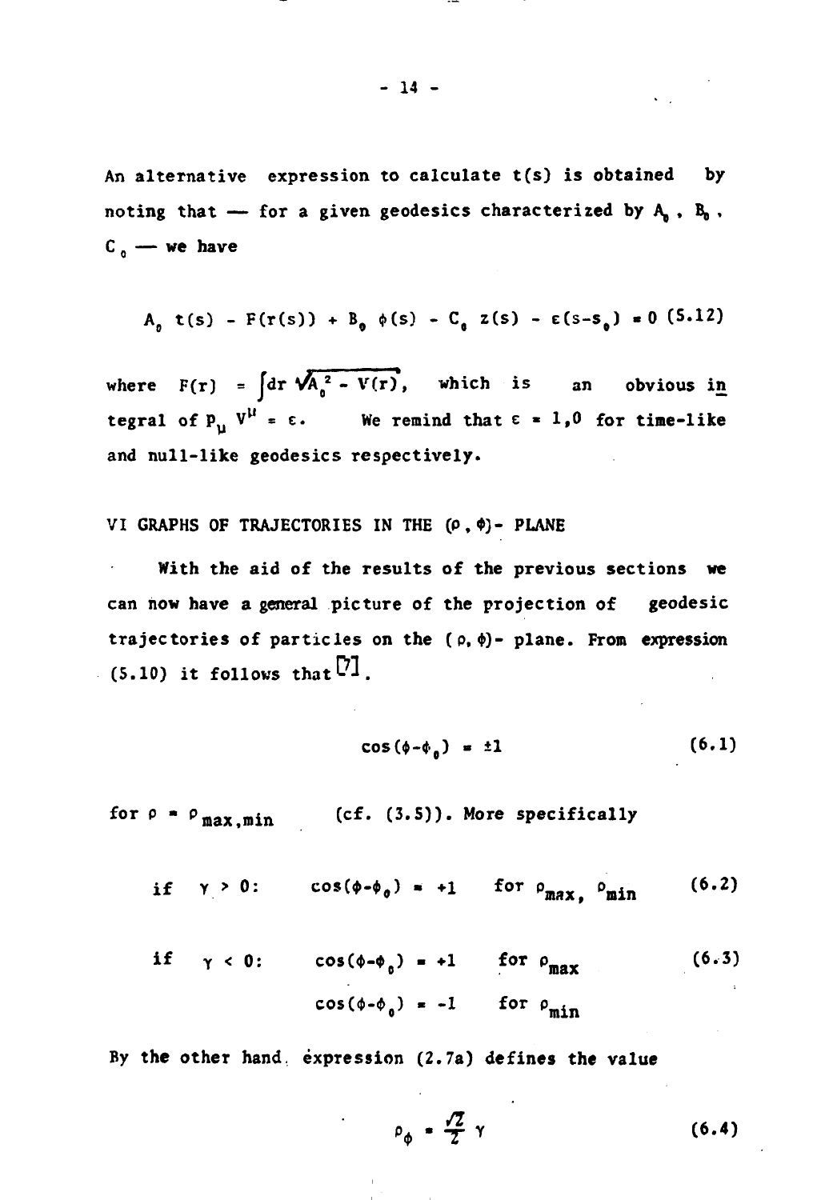An alternative expression to calculate $t(s)$ is obtained by noting that — for a given geodesics characterized by $A_0$, $B_0$, $C_0$ — we have

$$A_0\, t(s) - F(r(s)) + B_0\, \phi(s) - C_0\, z(s) - \varepsilon(s-s_0) = 0 \quad (5.12)$$

where $F(r) = \int dr \sqrt{A_0^2 - V(r)}$, which is an obvious integral of $p_\mu V^\mu = \varepsilon$. We remind that $\varepsilon = 1,0$ for time-like and null-like geodesics respectively.

## VI GRAPHS OF TRAJECTORIES IN THE $(\rho, \phi)$- PLANE

With the aid of the results of the previous sections we can now have a general picture of the projection of geodesic trajectories of particles on the $(\rho, \phi)$- plane. From expression (5.10) it follows that[7].

$$\cos(\phi - \phi_0) = \pm 1 \qquad (6.1)$$

for $\rho = \rho_{max,min}$ (cf. (3.5)). More specifically

$$\text{if} \quad \gamma > 0: \qquad \cos(\phi-\phi_0) = +1 \quad \text{for } \rho_{max},\ \rho_{min} \qquad (6.2)$$

$$\text{if} \quad \gamma < 0: \qquad \cos(\phi-\phi_0) = +1 \quad \text{for } \rho_{max} \qquad (6.3)$$

$$\cos(\phi-\phi_0) = -1 \quad \text{for } \rho_{min}$$

By the other hand, expression (2.7a) defines the value

$$\rho_\phi = \frac{\sqrt{2}}{2}\, \gamma \qquad (6.4)$$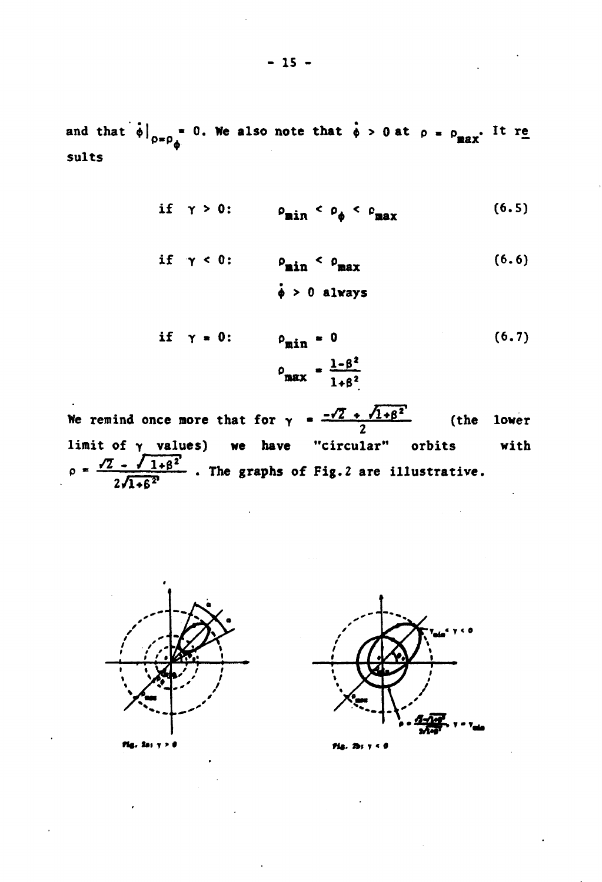and that $\dot{\phi}|_{\rho=\rho_\phi} = 0$. We also note that $\dot{\phi} > 0$ at $\rho = \rho_{max}$. It results

$$\text{if } \gamma > 0: \qquad \rho_{min} < \rho_\phi < \rho_{max} \tag{6.5}$$

$$\text{if } \gamma < 0: \qquad \rho_{min} < \rho_{max} \tag{6.6}$$

$$\dot{\phi} > 0 \text{ always}$$

$$\text{if } \gamma = 0: \qquad \rho_{min} = 0 \tag{6.7}$$

$$\rho_{max} = \frac{1-\beta^2}{1+\beta^2}$$

We remind once more that for $\gamma = \frac{-\sqrt{2} + \sqrt{1+\beta^2}}{2}$ (the lower limit of $\gamma$ values) we have "circular" orbits with $\rho = \frac{\sqrt{2} - \sqrt{1+\beta^2}}{2\sqrt{1+\beta^2}}$. The graphs of Fig.2 are illustrative.

Fig. 2a: $\gamma > 0$

Fig. 2b: $\gamma < 0$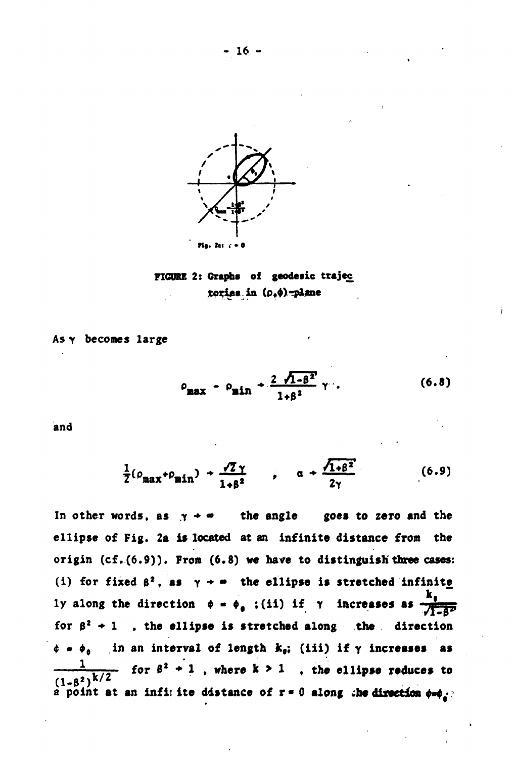Fig. 2c: $\zeta = 0$

FIGURE 2: Graphs of geodesic trajectories in $(\rho,\phi)$-plane

As $\gamma$ becomes large

$$\rho_{max} - \rho_{min} \to \frac{2\sqrt{1-\beta^2}}{1+\beta^2}\gamma . \tag{6.8}$$

and

$$\frac{1}{2}(\rho_{max}+\rho_{min}) \to \frac{\sqrt{2}\,\gamma}{1+\beta^2} \quad , \quad \alpha \to \frac{\sqrt{1+\beta^2}}{2\gamma} \tag{6.9}$$

In other words, as $\gamma \to \infty$ the angle goes to zero and the ellipse of Fig. 2a is located at an infinite distance from the origin (cf.(6.9)). From (6.8) we have to distinguish three cases: (i) for fixed $\beta^2$, as $\gamma \to \infty$ the ellipse is stretched infinitely along the direction $\phi = \phi_0$ ; (ii) if $\gamma$ increases as $\frac{k_0}{\sqrt{1-\beta^2}}$ for $\beta^2 \to 1$ , the ellipse is stretched along the direction $\phi = \phi_0$ in an interval of length $k_0$; (iii) if $\gamma$ increases as $\frac{1}{(1-\beta^2)^{k/2}}$ for $\beta^2 \to 1$ , where $k > 1$ , the ellipse reduces to a point at an infinite distance of $r = 0$ along the direction $\phi=\phi_0$.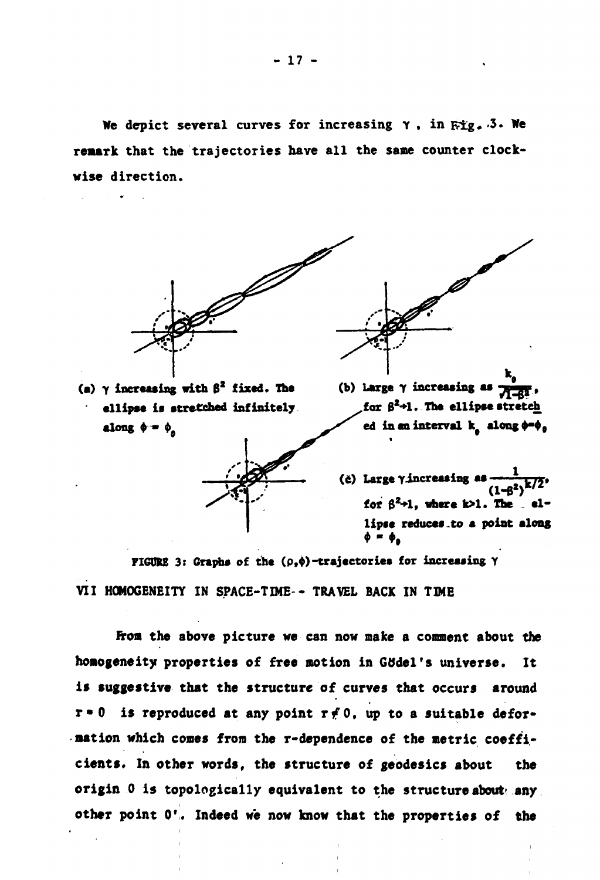We depict several curves for increasing $\gamma$ , in Fig. 3. We remark that the trajectories have all the same counter clockwise direction.

(a) $\gamma$ increasing with $\beta^2$ fixed. The ellipse is stretched infinitely along $\phi = \phi_0$

(b) Large $\gamma$ increasing as $\frac{k_0}{\sqrt{1-\beta^2}}$, for $\beta^2 \to 1$. The ellipse stretched in an interval $k_0$ along $\phi = \phi_0$

(c) Large $\gamma$ increasing as $\frac{1}{(1-\beta^2)^{k/2}}$, for $\beta^2 \to 1$, where $k > 1$. The ellipse reduces to a point along $\phi = \phi_0$

FIGURE 3: Graphs of the $(\rho,\phi)$-trajectories for increasing $\gamma$

## VII HOMOGENEITY IN SPACE-TIME-- TRAVEL BACK IN TIME

From the above picture we can now make a comment about the homogeneity properties of free motion in Gödel's universe. It is suggestive that the structure of curves that occurs around $r = 0$ is reproduced at any point $r \neq 0$, up to a suitable deformation which comes from the r-dependence of the metric coefficients. In other words, the structure of geodesics about the origin 0 is topologically equivalent to the structure about any other point 0'. Indeed we now know that the properties of the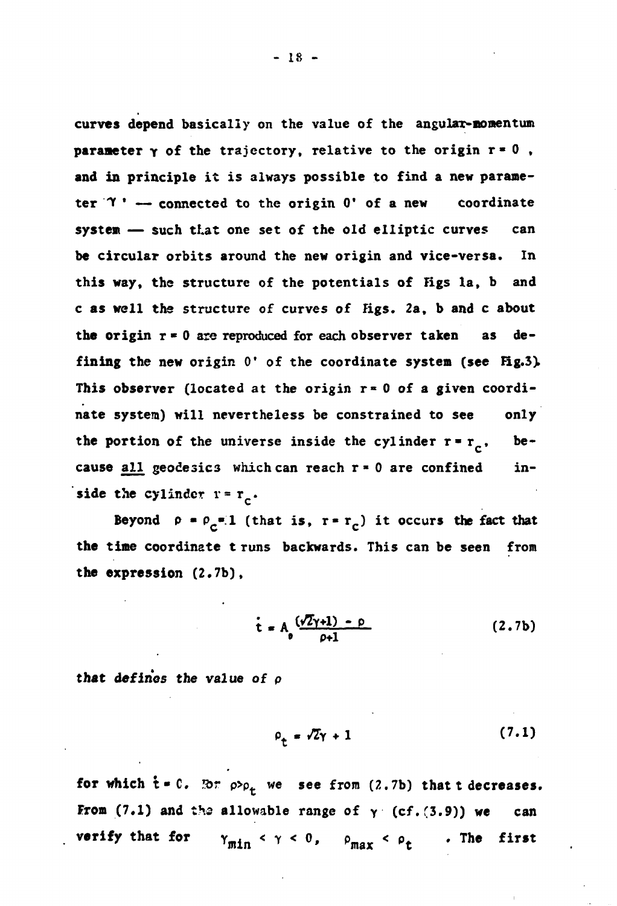curves depend basically on the value of the angular-momentum parameter $\gamma$ of the trajectory, relative to the origin $r = 0$, and in principle it is always possible to find a new parameter $\gamma'$ — connected to the origin 0' of a new coordinate system — such that one set of the old elliptic curves can be circular orbits around the new origin and vice-versa. In this way, the structure of the potentials of Figs 1a, b and c as well the structure of curves of Figs. 2a, b and c about the origin $r = 0$ are reproduced for each observer taken as defining the new origin 0' of the coordinate system (see Fig.3). This observer (located at the origin $r = 0$ of a given coordinate system) will nevertheless be constrained to see only the portion of the universe inside the cylinder $r = r_c$, because all geodesics which can reach $r = 0$ are confined inside the cylinder $r = r_c$.

Beyond $\rho = \rho_c = 1$ (that is, $r = r_c$) it occurs the fact that the time coordinate t runs backwards. This can be seen from the expression (2.7b),

$$\dot{t} = A_0 \frac{(\sqrt{2}\gamma + 1) - \rho}{\rho + 1} \tag{2.7b}$$

that defines the value of $\rho$

$$\rho_t = \sqrt{2}\gamma + 1 \tag{7.1}$$

for which $\dot{t} = 0$. For $\rho > \rho_t$ we see from (2.7b) that t decreases. From (7.1) and the allowable range of $\gamma$ (cf.(3.9)) we can verify that for $\gamma_{min} < \gamma < 0$, $\rho_{max} < \rho_t$. The first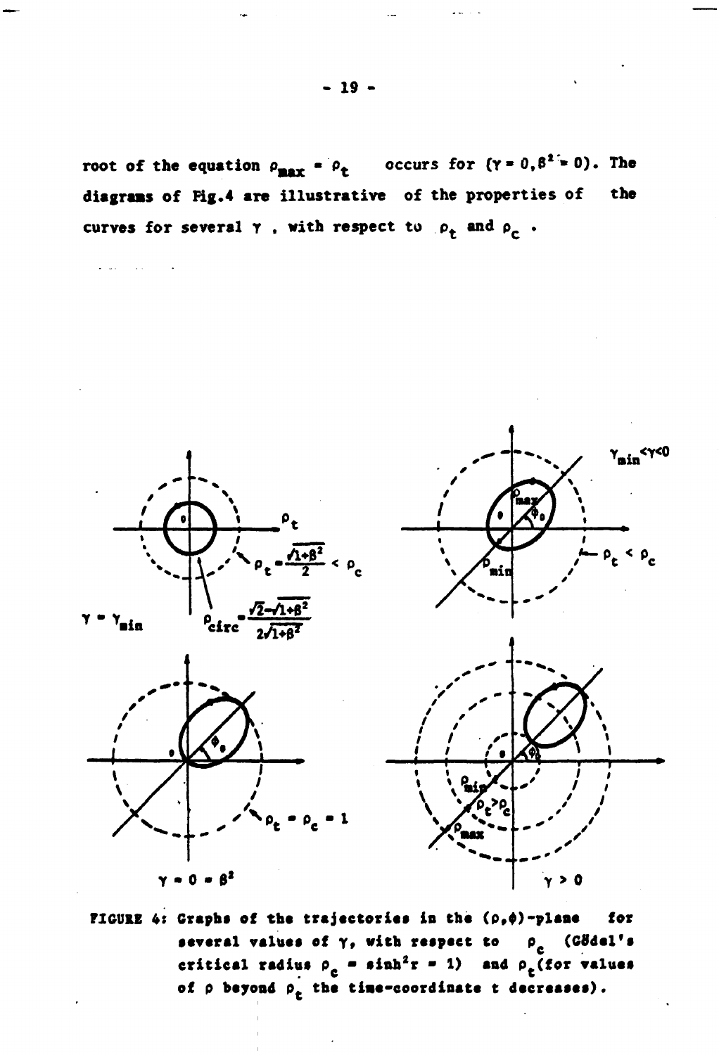root of the equation $\rho_{max} = \rho_t$ occurs for $(\gamma = 0, \beta^2 = 0)$. The diagrams of Fig.4 are illustrative of the properties of the curves for several $\gamma$, with respect to $\rho_t$ and $\rho_c$.

$\gamma = \gamma_{min}$ — $\rho_t = \frac{\sqrt{1+\beta^2}}{2} < \rho_c$, $\rho_{circ} = \frac{\sqrt{2}-\sqrt{1+\beta^2}}{2\sqrt{1+\beta^2}}$

$\gamma_{min} < \gamma < 0$ — $\rho_t < \rho_c$

$\gamma = 0 = \beta^2$ — $\rho_t = \rho_c = 1$

$\gamma > 0$ — $\rho_t > \rho_c$

FIGURE 4: Graphs of the trajectories in the $(\rho,\phi)$-plane for several values of $\gamma$, with respect to $\rho_c$ (Gödel's critical radius $\rho_c = \sinh^2 r = 1$) and $\rho_t$ (for values of $\rho$ beyond $\rho_t$ the time-coordinate t decreases).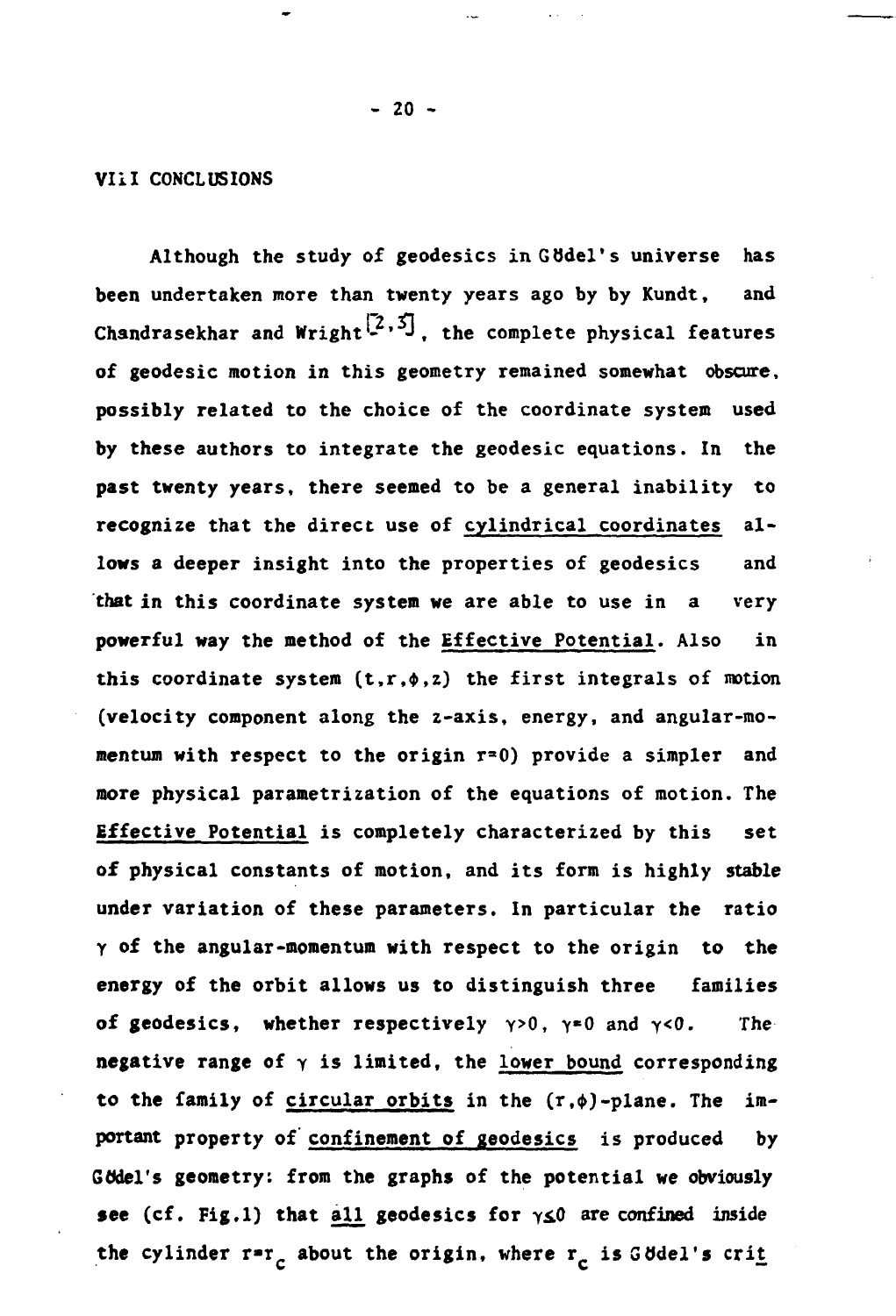## VIII CONCLUSIONS

Although the study of geodesics in Gödel's universe has been undertaken more than twenty years ago by by Kundt, and Chandrasekhar and Wright[2,3], the complete physical features of geodesic motion in this geometry remained somewhat obscure, possibly related to the choice of the coordinate system used by these authors to integrate the geodesic equations. In the past twenty years, there seemed to be a general inability to recognize that the direct use of <u>cylindrical coordinates</u> allows a deeper insight into the properties of geodesics and that in this coordinate system we are able to use in a very powerful way the method of the <u>Effective Potential</u>. Also in this coordinate system $(t,r,\phi,z)$ the first integrals of motion (velocity component along the z-axis, energy, and angular-momentum with respect to the origin $r=0$) provide a simpler and more physical parametrization of the equations of motion. The <u>Effective Potential</u> is completely characterized by this set of physical constants of motion, and its form is highly stable under variation of these parameters. In particular the ratio $\gamma$ of the angular-momentum with respect to the origin to the energy of the orbit allows us to distinguish three families of geodesics, whether respectively $\gamma>0$, $\gamma=0$ and $\gamma<0$. The negative range of $\gamma$ is limited, the <u>lower bound</u> corresponding to the family of <u>circular orbits</u> in the $(r,\phi)$-plane. The important property of <u>confinement of geodesics</u> is produced by Gödel's geometry: from the graphs of the potential we obviously see (cf. Fig.1) that <u>all</u> geodesics for $\gamma\leq 0$ are confined inside the cylinder $r=r_c$ about the origin, where $r_c$ is Gödel's crit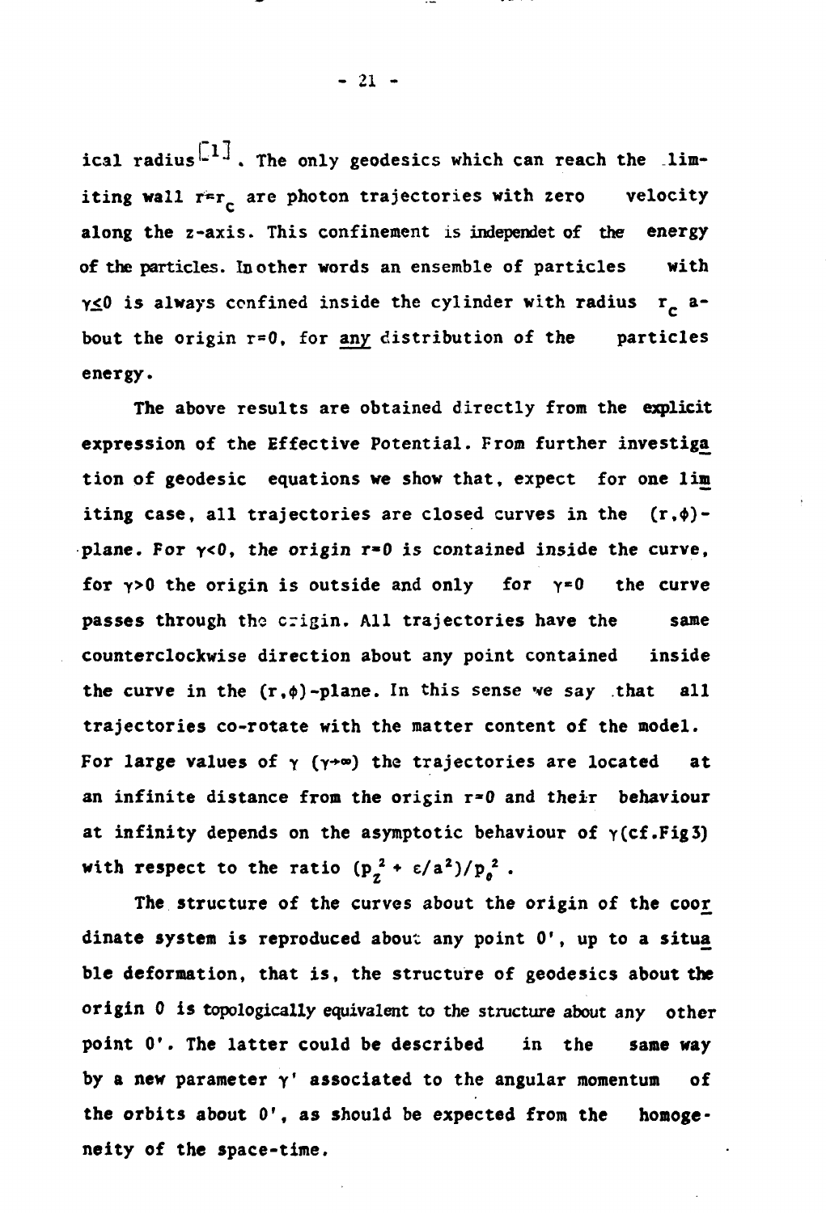ical radius[1]. The only geodesics which can reach the limiting wall $r=r_c$ are photon trajectories with zero velocity along the z-axis. This confinement is independet of the energy of the particles. In other words an ensemble of particles with $\gamma\leq 0$ is always confined inside the cylinder with radius $r_c$ about the origin $r=0$, for <u>any</u> distribution of the particles energy.

The above results are obtained directly from the explicit expression of the Effective Potential. From further investigation of geodesic equations we show that, expect for one limiting case, all trajectories are closed curves in the $(r,\phi)$-plane. For $\gamma<0$, the origin $r=0$ is contained inside the curve, for $\gamma>0$ the origin is outside and only for $\gamma=0$ the curve passes through the origin. All trajectories have the same counterclockwise direction about any point contained inside the curve in the $(r,\phi)$-plane. In this sense we say that all trajectories co-rotate with the matter content of the model. For large values of $\gamma$ ($\gamma\to\infty$) the trajectories are located at an infinite distance from the origin $r=0$ and their behaviour at infinity depends on the asymptotic behaviour of $\gamma$(cf.Fig3) with respect to the ratio $(p_z^2+\varepsilon/a^2)/p_\theta^2$.

The structure of the curves about the origin of the coordinate system is reproduced about any point 0', up to a suitable deformation, that is, the structure of geodesics about the origin 0 is topologically equivalent to the structure about any other point 0'. The latter could be described in the same way by a new parameter $\gamma'$ associated to the angular momentum of the orbits about 0', as should be expected from the homogeneity of the space-time.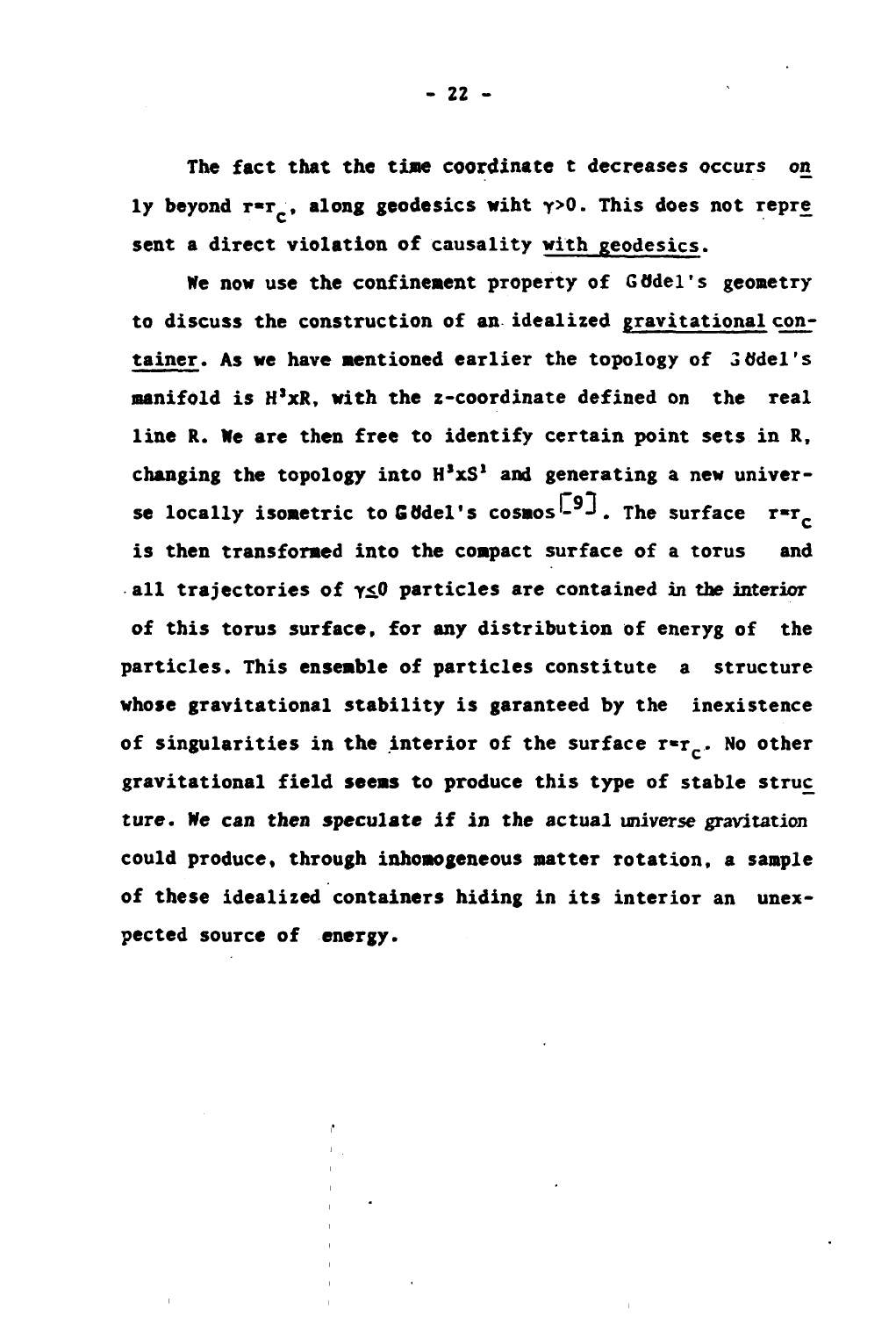The fact that the time coordinate t decreases occurs only beyond $r=r_c$, along geodesics wiht $\gamma>0$. This does not represent a direct violation of causality with geodesics.

We now use the confinement property of Gödel's geometry to discuss the construction of an idealized gravitational container. As we have mentioned earlier the topology of Gödel's manifold is $H^3 x R$, with the z-coordinate defined on the real line R. We are then free to identify certain point sets in R, changing the topology into $H^3 x S^1$ and generating a new universe locally isometric to Gödel's cosmos[9]. The surface $r=r_c$ is then transformed into the compact surface of a torus and all trajectories of $\gamma\leq 0$ particles are contained in the interior of this torus surface, for any distribution of eneryg of the particles. This ensemble of particles constitute a structure whose gravitational stability is garanteed by the inexistence of singularities in the interior of the surface $r=r_c$. No other gravitational field seems to produce this type of stable structure. We can then speculate if in the actual universe gravitation could produce, through inhomogeneous matter rotation, a sample of these idealized containers hiding in its interior an unexpected source of energy.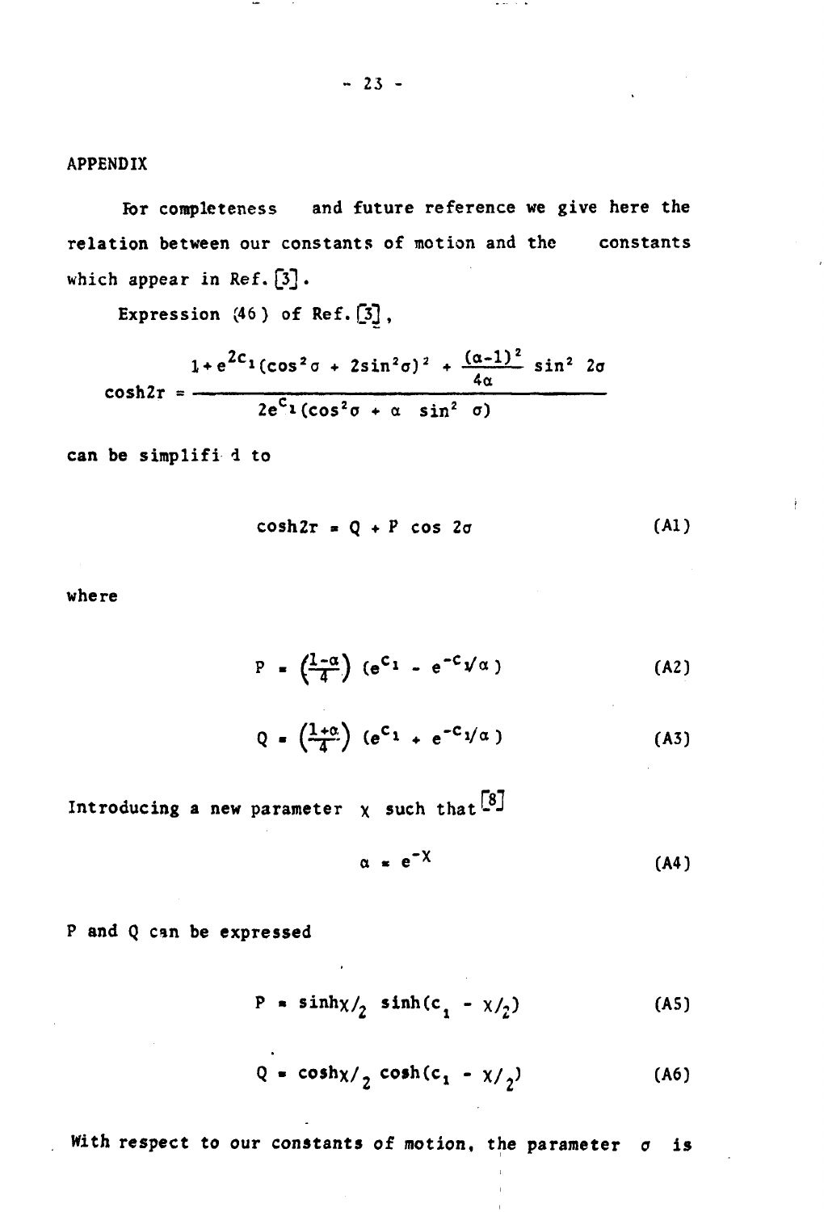## APPENDIX

For completeness and future reference we give here the relation between our constants of motion and the constants which appear in Ref. [3].

Expression (46) of Ref. [3],

$$\cosh 2r = \frac{1 + e^{2c_1}(\cos^2\sigma + 2\sin^2\sigma)^2 + \frac{(\alpha-1)^2}{4\alpha}\sin^2 2\sigma}{2e^{c_1}(\cos^2\sigma + \alpha\ \sin^2\sigma)}$$

can be simplified to

$$\cosh 2r = Q + P\cos 2\sigma \tag{A1}$$

where

$$P = \left(\frac{1-\alpha}{4}\right)(e^{c_1} - e^{-c_1}/\alpha) \tag{A2}$$

$$Q = \left(\frac{1+\alpha}{4}\right)(e^{c_1} + e^{-c_1}/\alpha) \tag{A3}$$

Introducing a new parameter $\chi$ such that [8]

$$\alpha = e^{-\chi} \tag{A4}$$

P and Q can be expressed

$$P = \sinh\chi/_2\ \sinh(c_1 - \chi/_2) \tag{A5}$$

$$Q = \cosh\chi/_2\ \cosh(c_1 - \chi/_2) \tag{A6}$$

With respect to our constants of motion, the parameter $\sigma$ is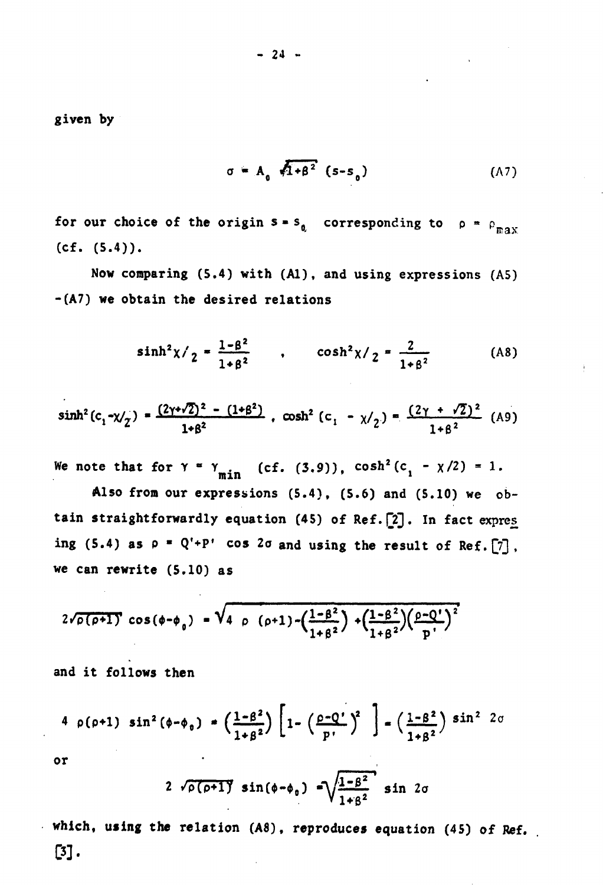given by

$$\sigma = A_0 \sqrt{1+\beta^2}\,(s-s_0) \tag{A7}$$

for our choice of the origin $s = s_0$ corresponding to $\rho = \rho_{max}$ (cf. (5.4)).

Now comparing (5.4) with (A1), and using expressions (A5) -(A7) we obtain the desired relations

$$\sinh^2 \chi/_2 = \frac{1-\beta^2}{1+\beta^2} \quad , \quad \cosh^2 \chi/_2 = \frac{2}{1+\beta^2} \tag{A8}$$

$$\sinh^2(c_1 - \chi/_2) = \frac{(2\gamma+\sqrt{2})^2 - (1+\beta^2)}{1+\beta^2} \, , \; \cosh^2(c_1 - \chi/_2) = \frac{(2\gamma + \sqrt{2})^2}{1+\beta^2} \tag{A9}$$

We note that for $\gamma = \gamma_{min}$ (cf. (3.9)), $\cosh^2(c_1 - \chi/2) = 1$.

Also from our expressions (5.4), (5.6) and (5.10) we obtain straightforwardly equation (45) of Ref. [2]. In fact expresing (5.4) as $\rho = Q' + P' \cos 2\sigma$ and using the result of Ref. [7], we can rewrite (5.10) as

$$2\sqrt{\rho(\rho+1)}\cos(\phi-\phi_0) = \sqrt{4\;\rho\;(\rho+1) - \left(\frac{1-\beta^2}{1+\beta^2}\right) + \left(\frac{1-\beta^2}{1+\beta^2}\right)\left(\frac{\rho-Q'}{P'}\right)^2}$$

and it follows then

$$4\;\rho(\rho+1)\;\sin^2(\phi-\phi_0) = \left(\frac{1-\beta^2}{1+\beta^2}\right)\left[1 - \left(\frac{\rho-Q'}{P'}\right)^2\right] = \left(\frac{1-\beta^2}{1+\beta^2}\right)\sin^2 2\sigma$$

or

$$2\;\sqrt{\rho(\rho+1)}\;\sin(\phi-\phi_0) = \sqrt{\frac{1-\beta^2}{1+\beta^2}}\;\sin 2\sigma$$

which, using the relation (A8), reproduces equation (45) of Ref. [3].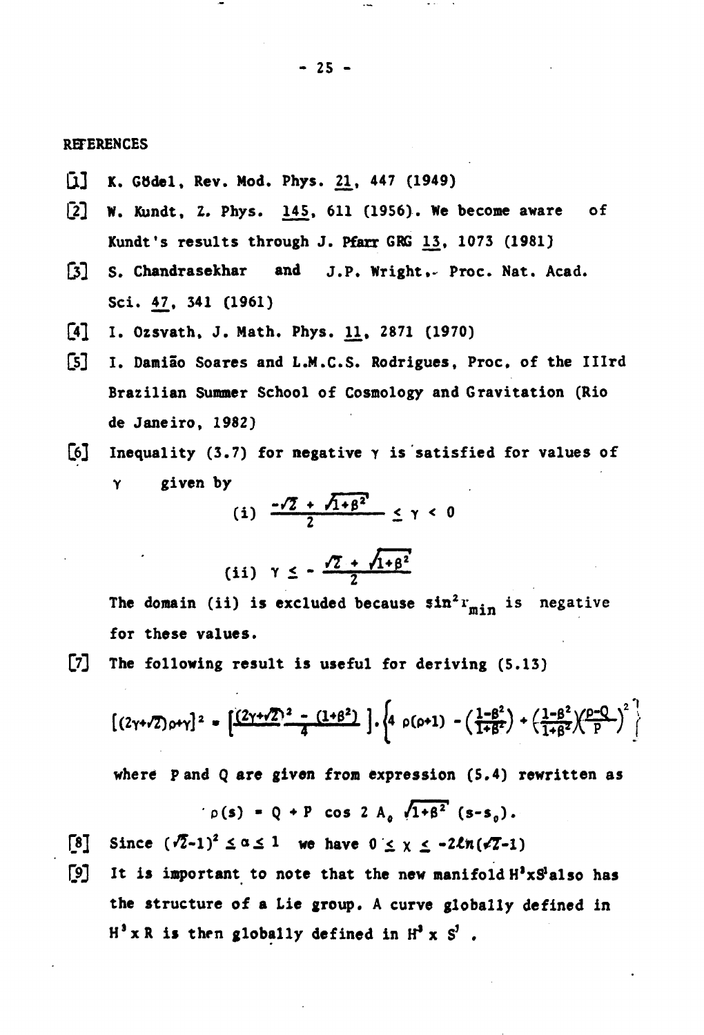## REFERENCES

[1] K. Gödel, Rev. Mod. Phys. 21, 447 (1949)

[2] W. Kundt, Z. Phys. 145, 611 (1956). We become aware of Kundt's results through J. Pfarr GRG 13, 1073 (1981)

[3] S. Chandrasekhar and J.P. Wright, Proc. Nat. Acad. Sci. 47, 341 (1961)

[4] I. Ozsvath, J. Math. Phys. 11, 2871 (1970)

[5] I. Damião Soares and L.M.C.S. Rodrigues, Proc. of the IIIrd Brazilian Summer School of Cosmology and Gravitation (Rio de Janeiro, 1982)

[6] Inequality (3.7) for negative $\gamma$ is satisfied for values of $\gamma$ given by

$$\text{(i)} \quad \frac{-\sqrt{2} + \sqrt{1+\beta^2}}{2} \leq \gamma < 0$$

$$\text{(ii)} \quad \gamma \leq - \frac{\sqrt{2} + \sqrt{1+\beta^2}}{2}$$

The domain (ii) is excluded because $\sin^2 r_{min}$ is negative for these values.

[7] The following result is useful for deriving (5.13)

$$[(2\gamma+\sqrt{2})\rho+\gamma]^2 = \left[\frac{(2\gamma+\sqrt{2})^2 - (1+\beta^2)}{4}\right] . \left\{4\ \rho(\rho+1) - \left(\frac{1-\beta^2}{1+\beta^2}\right) + \left(\frac{1-\beta^2}{1+\beta^2}\right)\left(\frac{\rho-Q}{P}\right)^2\right\}$$

where $P$ and $Q$ are given from expression (5.4) rewritten as

$$\rho(s) = Q + P \cos 2 A_0 \sqrt{1+\beta^2}\ (s-s_0).$$

[8] Since $(\sqrt{2}-1)^2 \leq \alpha \leq 1$ we have $0 \leq \chi \leq -2\ln(\sqrt{2}-1)$

[9] It is important to note that the new manifold $H^3 \times S^1$ also has the structure of a Lie group. A curve globally defined in $H^3 \times R$ is then globally defined in $H^3 \times S^1$.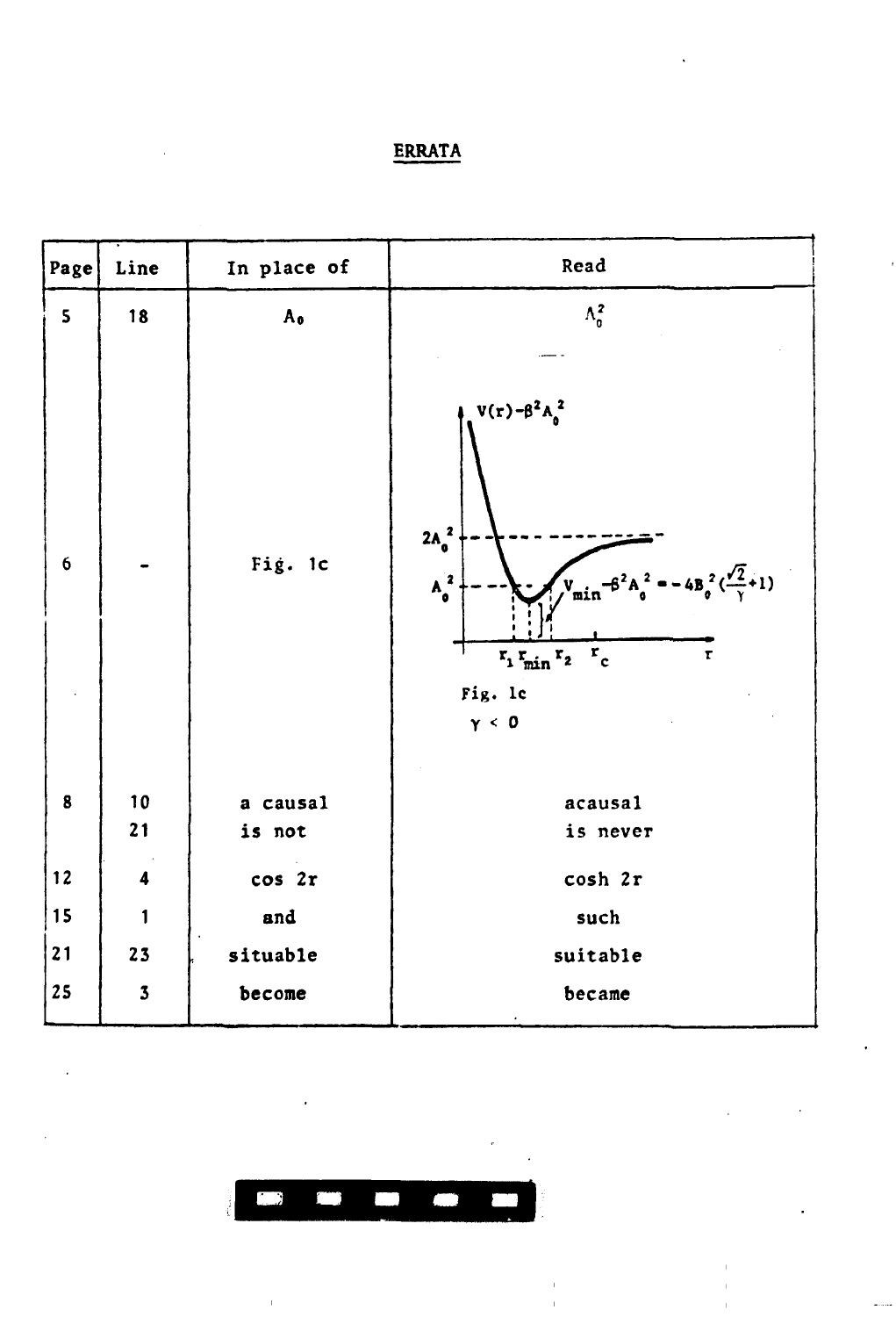## ERRATA

| Page | Line | In place of | Read |
|---|---|---|---|
| 5 | 18 | $A_0$ | $A_0^2$ |
| 6 | - | Fig. 1c | Fig. 1c, $\gamma < 0$ (figure: $V(r)-\beta^2 A_0^2$ vs. $r$; levels $2A_0^2$, $A_0^2$; points $r_1$, $r_{min}$, $r_2$, $r_c$; $V_{min}-\beta^2 A_0^2 = -4B_0^2(\frac{\sqrt{2}}{\gamma}+1)$) |
| 8 | 10 | a causal | acausal |
| | 21 | is not | is never |
| 12 | 4 | cos 2r | cosh 2r |
| 15 | 1 | and | such |
| 21 | 23 | situable | suitable |
| 25 | 3 | become | became |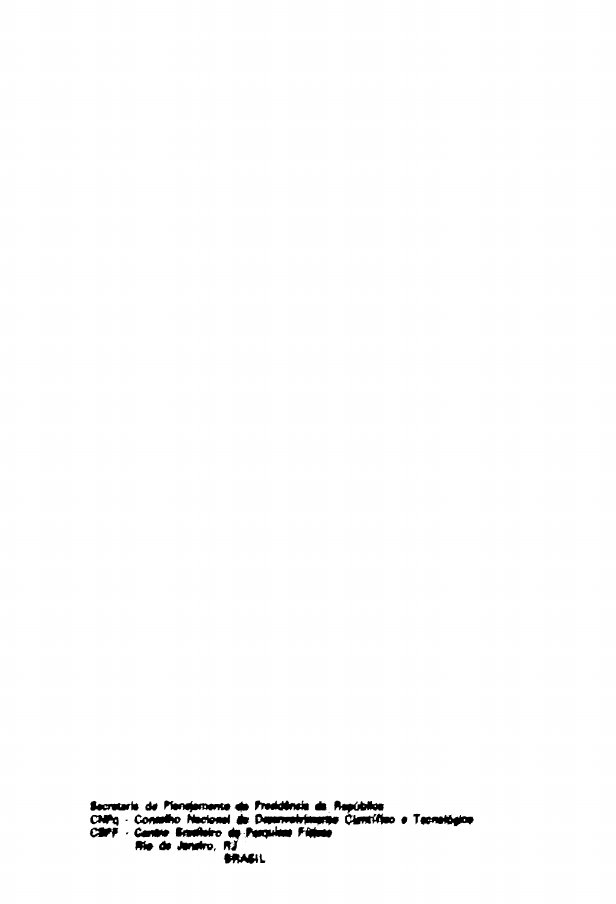Secretaria de Planejamento da Presidência da República
CNPq - Conselho Nacional de Desenvolvimento Científico e Tecnológico
CBPF - Centro Brasileiro de Pesquisas Físicas
Rio de Janeiro, RJ
BRASIL